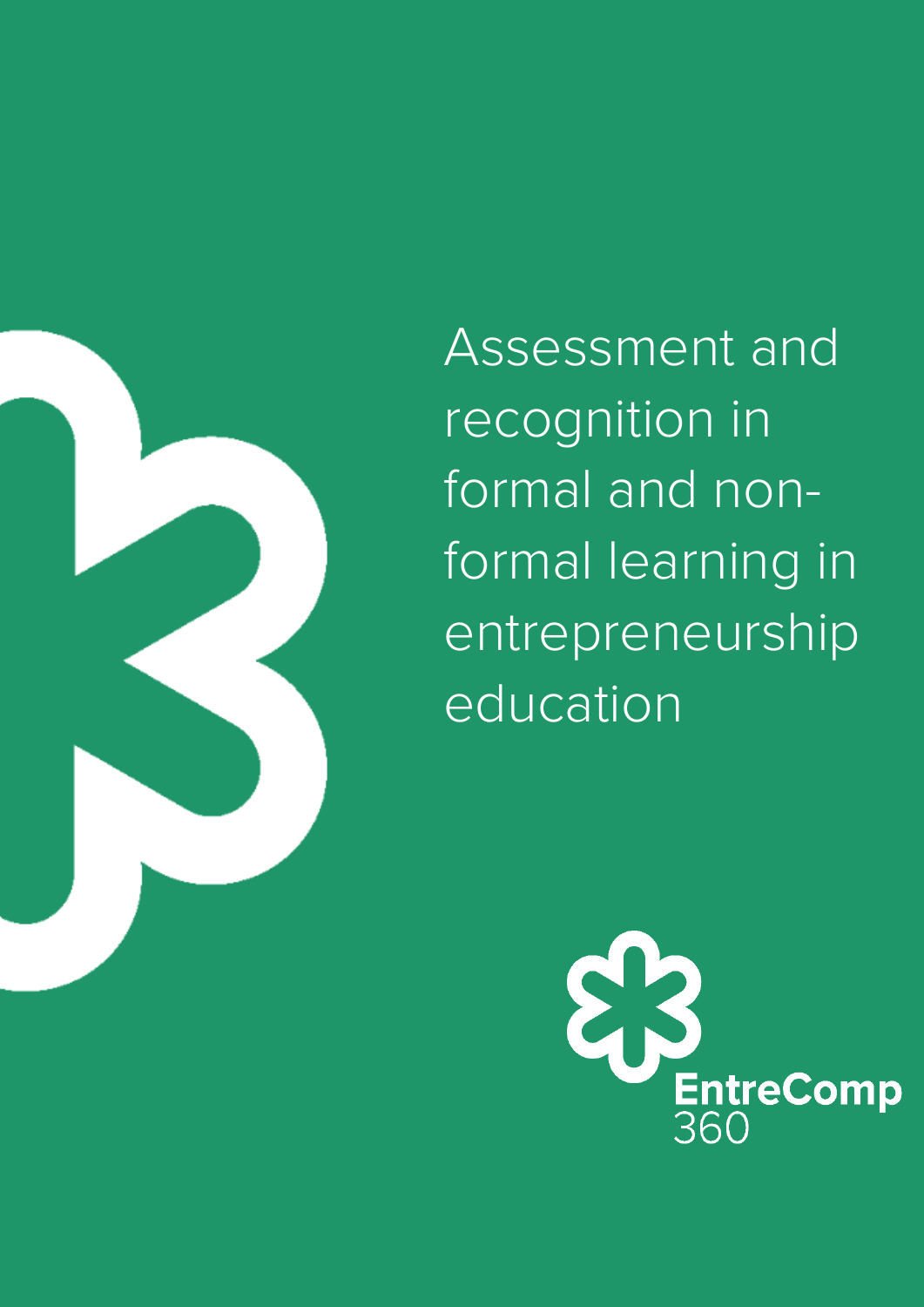# Assessment and recognition in formal and non-formal learning in entrepreneurship education

EntreComp 360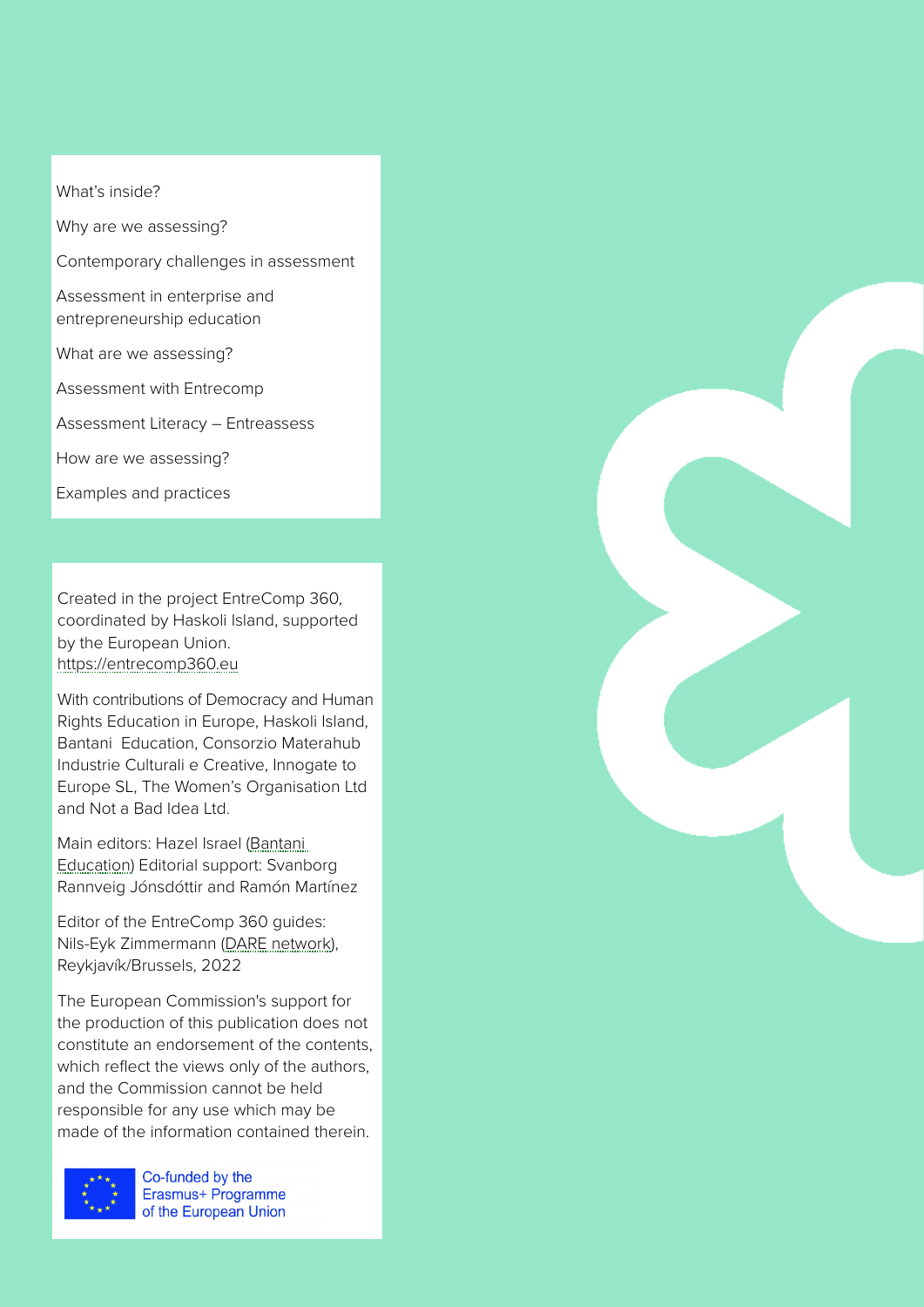What's inside?

Why are we assessing?

Contemporary challenges in assessment

Assessment in enterprise and entrepreneurship education

What are we assessing?

Assessment with Entrecomp

Assessment Literacy – Entreassess

How are we assessing?

Examples and practices

Created in the project EntreComp 360, coordinated by Haskoli Island, supported by the European Union. https://entrecomp360.eu

With contributions of Democracy and Human Rights Education in Europe, Haskoli Island, Bantani Education, Consorzio Materahub Industrie Culturali e Creative, Innogate to Europe SL, The Women's Organisation Ltd and Not a Bad Idea Ltd.

Main editors: Hazel Israel (Bantani Education) Editorial support: Svanborg Rannveig Jónsdóttir and Ramón Martínez

Editor of the EntreComp 360 guides: Nils-Eyk Zimmermann (DARE network), Reykjavík/Brussels, 2022

The European Commission's support for the production of this publication does not constitute an endorsement of the contents, which reflect the views only of the authors, and the Commission cannot be held responsible for any use which may be made of the information contained therein.

Co-funded by the Erasmus+ Programme of the European Union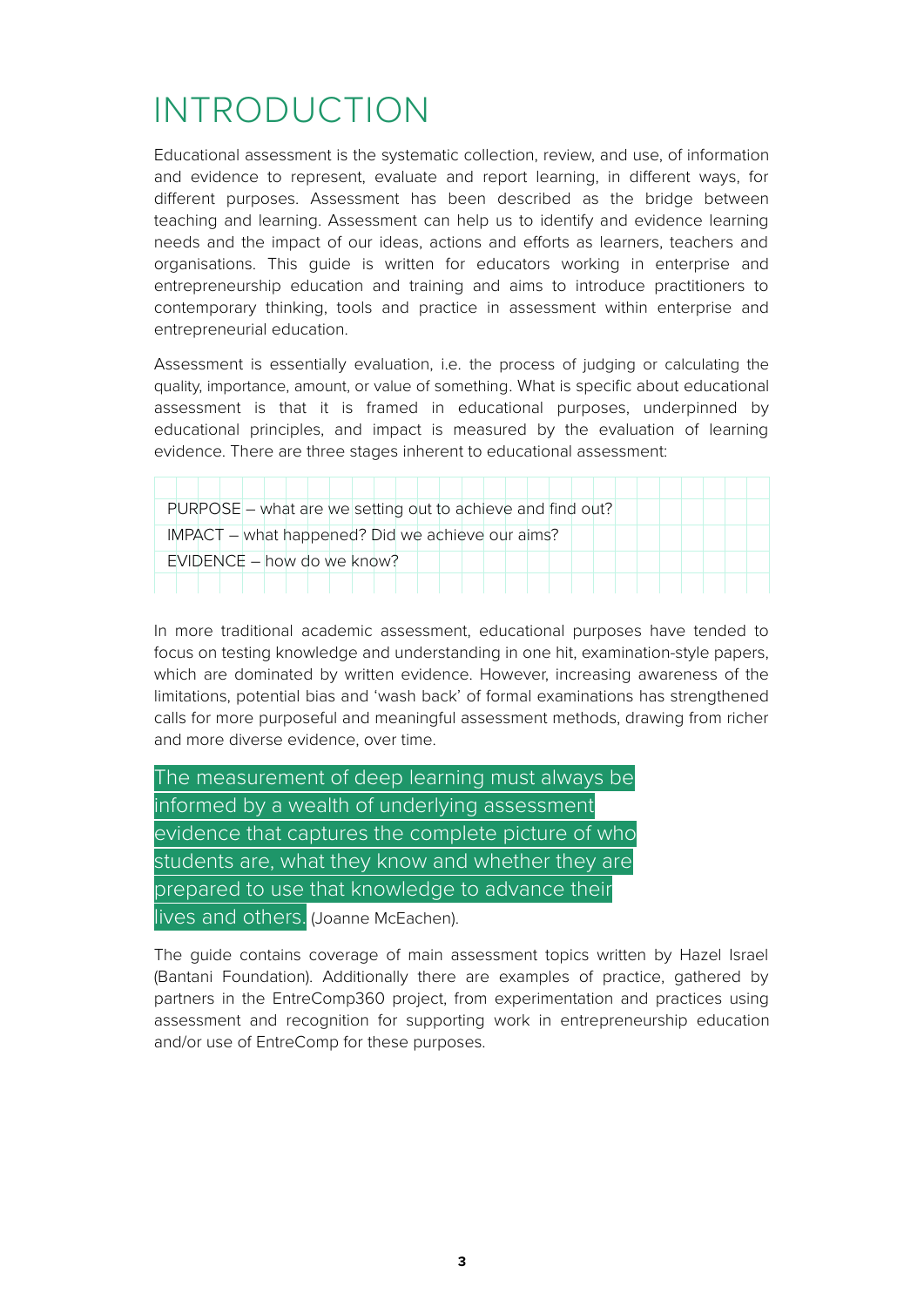# INTRODUCTION

Educational assessment is the systematic collection, review, and use, of information and evidence to represent, evaluate and report learning, in different ways, for different purposes. Assessment has been described as the bridge between teaching and learning. Assessment can help us to identify and evidence learning needs and the impact of our ideas, actions and efforts as learners, teachers and organisations. This guide is written for educators working in enterprise and entrepreneurship education and training and aims to introduce practitioners to contemporary thinking, tools and practice in assessment within enterprise and entrepreneurial education.

Assessment is essentially evaluation, i.e. the process of judging or calculating the quality, importance, amount, or value of something. What is specific about educational assessment is that it is framed in educational purposes, underpinned by educational principles, and impact is measured by the evaluation of learning evidence. There are three stages inherent to educational assessment:

PURPOSE – what are we setting out to achieve and find out?
IMPACT – what happened? Did we achieve our aims?
EVIDENCE – how do we know?

In more traditional academic assessment, educational purposes have tended to focus on testing knowledge and understanding in one hit, examination-style papers, which are dominated by written evidence. However, increasing awareness of the limitations, potential bias and 'wash back' of formal examinations has strengthened calls for more purposeful and meaningful assessment methods, drawing from richer and more diverse evidence, over time.

> The measurement of deep learning must always be informed by a wealth of underlying assessment evidence that captures the complete picture of who students are, what they know and whether they are prepared to use that knowledge to advance their lives and others. (Joanne McEachen).

The guide contains coverage of main assessment topics written by Hazel Israel (Bantani Foundation). Additionally there are examples of practice, gathered by partners in the EntreComp360 project, from experimentation and practices using assessment and recognition for supporting work in entrepreneurship education and/or use of EntreComp for these purposes.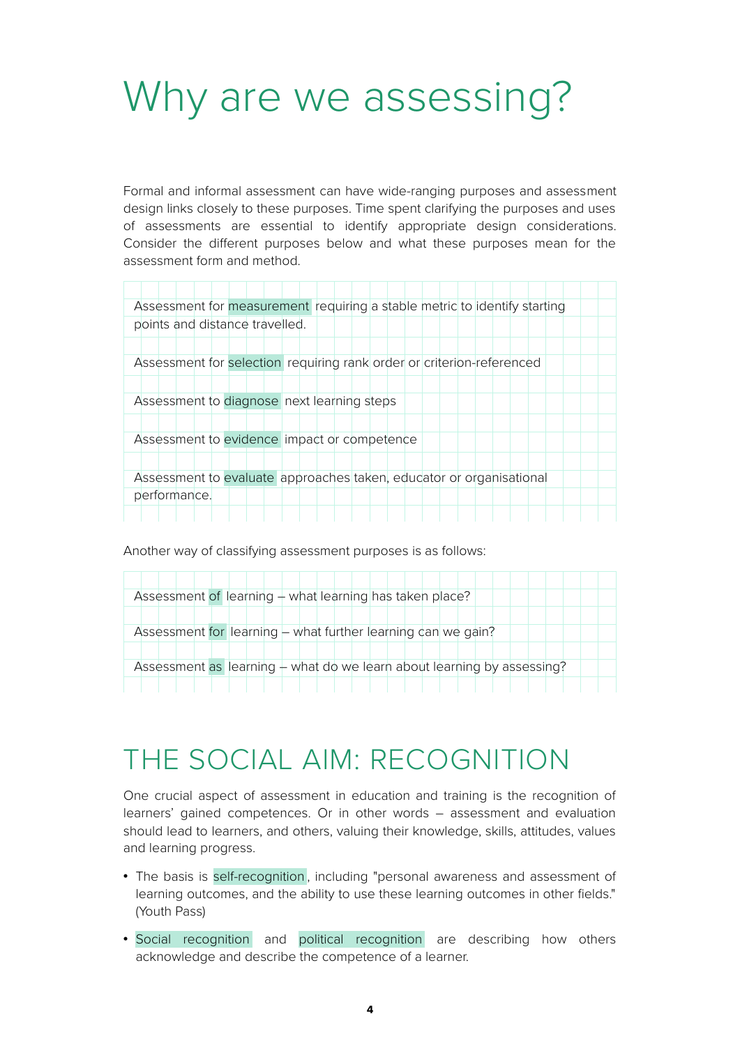# Why are we assessing?

Formal and informal assessment can have wide-ranging purposes and assessment design links closely to these purposes. Time spent clarifying the purposes and uses of assessments are essential to identify appropriate design considerations. Consider the different purposes below and what these purposes mean for the assessment form and method.

Assessment for measurement requiring a stable metric to identify starting points and distance travelled.

Assessment for selection requiring rank order or criterion-referenced

Assessment to diagnose next learning steps

Assessment to evidence impact or competence

Assessment to evaluate approaches taken, educator or organisational performance.

Another way of classifying assessment purposes is as follows:

Assessment of learning – what learning has taken place?

Assessment for learning – what further learning can we gain?

Assessment as learning – what do we learn about learning by assessing?

## THE SOCIAL AIM: RECOGNITION

One crucial aspect of assessment in education and training is the recognition of learners' gained competences. Or in other words – assessment and evaluation should lead to learners, and others, valuing their knowledge, skills, attitudes, values and learning progress.

- The basis is self-recognition, including "personal awareness and assessment of learning outcomes, and the ability to use these learning outcomes in other fields." (Youth Pass)
- Social recognition and political recognition are describing how others acknowledge and describe the competence of a learner.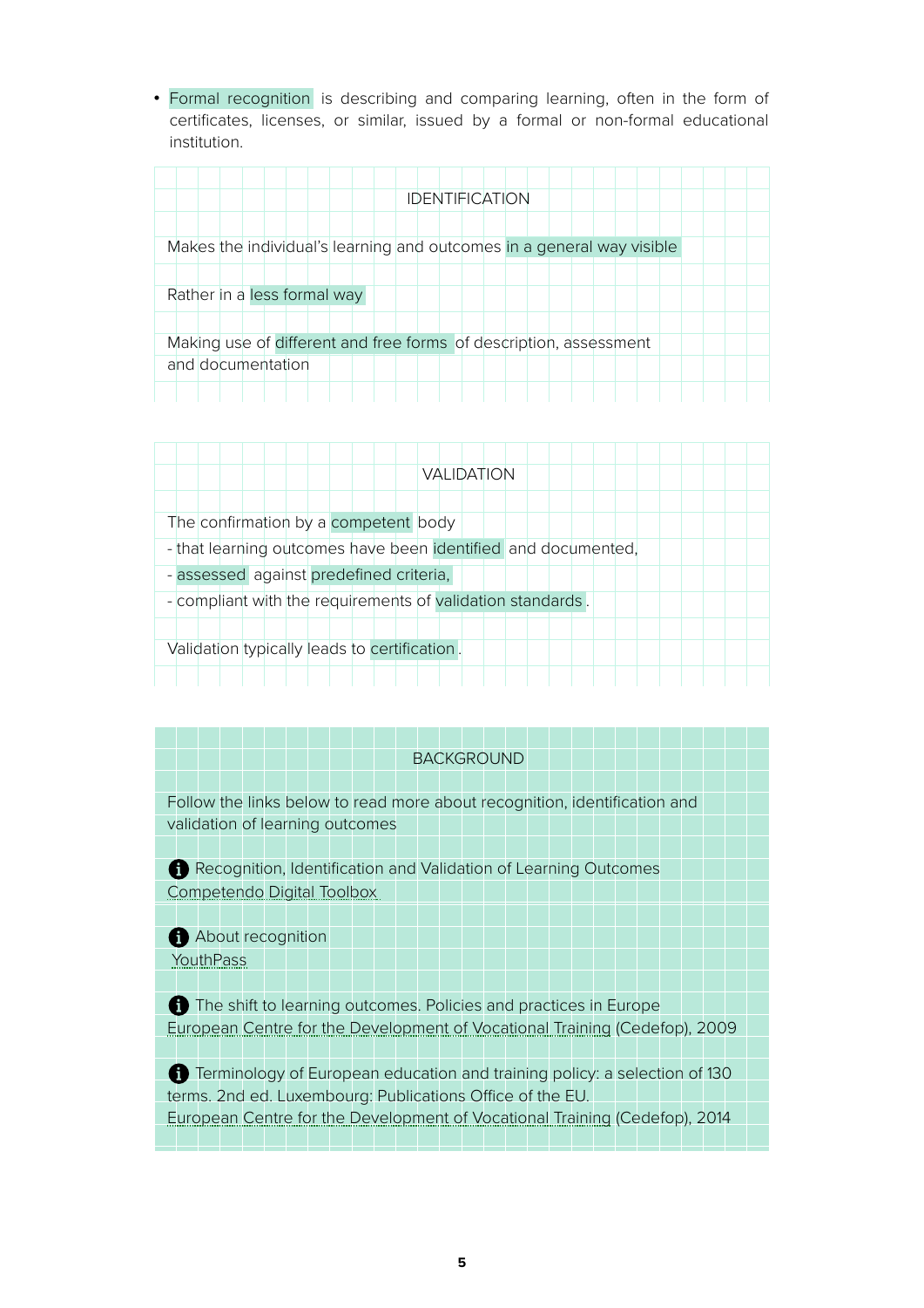- Formal recognition is describing and comparing learning, often in the form of certificates, licenses, or similar, issued by a formal or non-formal educational institution.

### IDENTIFICATION

Makes the individual's learning and outcomes in a general way visible

Rather in a less formal way

Making use of different and free forms of description, assessment and documentation

### VALIDATION

The confirmation by a competent body
- that learning outcomes have been identified and documented,
- assessed against predefined criteria,
- compliant with the requirements of validation standards.

Validation typically leads to certification.

### BACKGROUND

Follow the links below to read more about recognition, identification and validation of learning outcomes

Recognition, Identification and Validation of Learning Outcomes
Competendo Digital Toolbox

About recognition
YouthPass

The shift to learning outcomes. Policies and practices in Europe
European Centre for the Development of Vocational Training (Cedefop), 2009

Terminology of European education and training policy: a selection of 130 terms. 2nd ed. Luxembourg: Publications Office of the EU.
European Centre for the Development of Vocational Training (Cedefop), 2014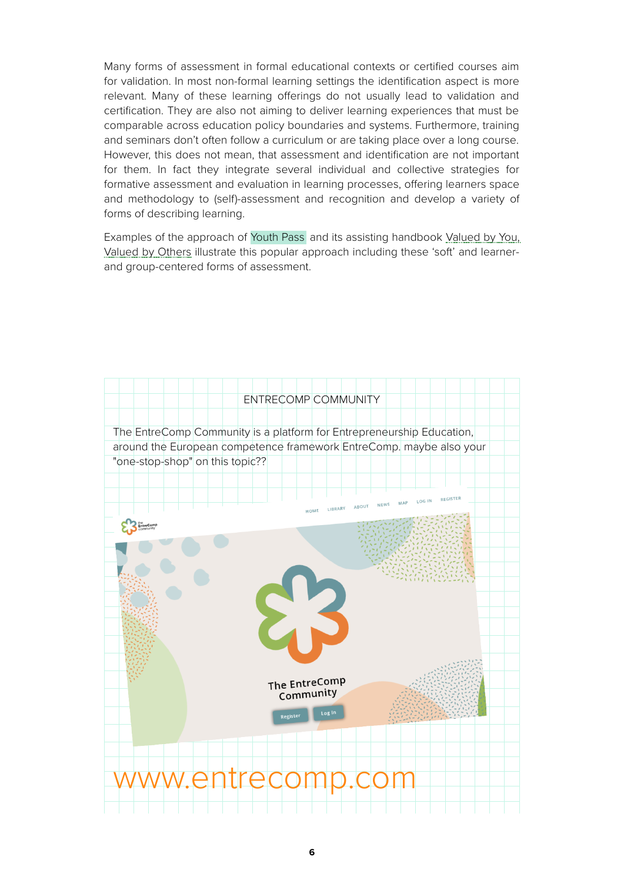Many forms of assessment in formal educational contexts or certified courses aim for validation. In most non-formal learning settings the identification aspect is more relevant. Many of these learning offerings do not usually lead to validation and certification. They are also not aiming to deliver learning experiences that must be comparable across education policy boundaries and systems. Furthermore, training and seminars don't often follow a curriculum or are taking place over a long course. However, this does not mean, that assessment and identification are not important for them. In fact they integrate several individual and collective strategies for formative assessment and evaluation in learning processes, offering learners space and methodology to (self)-assessment and recognition and develop a variety of forms of describing learning.

Examples of the approach of Youth Pass and its assisting handbook Valued by You, Valued by Others illustrate this popular approach including these 'soft' and learner- and group-centered forms of assessment.

ENTRECOMP COMMUNITY

The EntreComp Community is a platform for Entrepreneurship Education, around the European competence framework EntreComp. maybe also your "one-stop-shop" on this topic??

HOME LIBRARY ABOUT NEWS MAP LOG IN REGISTER

The EntreComp Community

Register Log In

www.entrecomp.com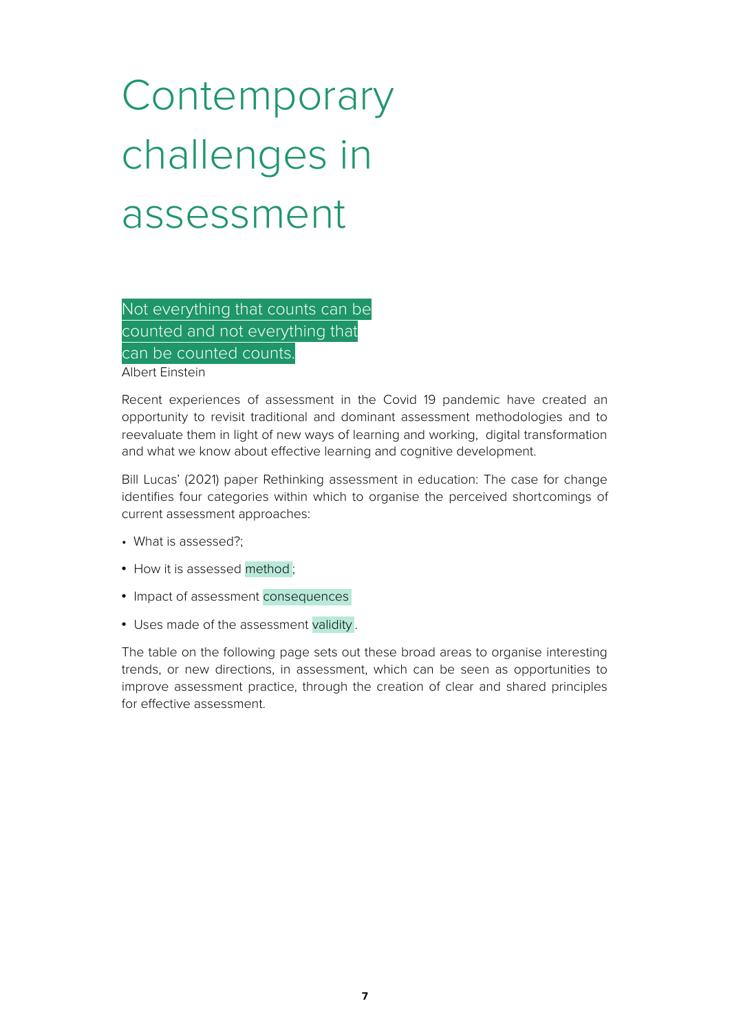# Contemporary challenges in assessment

> Not everything that counts can be counted and not everything that can be counted counts.
>
> Albert Einstein

Recent experiences of assessment in the Covid 19 pandemic have created an opportunity to revisit traditional and dominant assessment methodologies and to reevaluate them in light of new ways of learning and working, digital transformation and what we know about effective learning and cognitive development.

Bill Lucas' (2021) paper Rethinking assessment in education: The case for change identifies four categories within which to organise the perceived shortcomings of current assessment approaches:

- What is assessed?;
- How it is assessed method;
- Impact of assessment consequences
- Uses made of the assessment validity.

The table on the following page sets out these broad areas to organise interesting trends, or new directions, in assessment, which can be seen as opportunities to improve assessment practice, through the creation of clear and shared principles for effective assessment.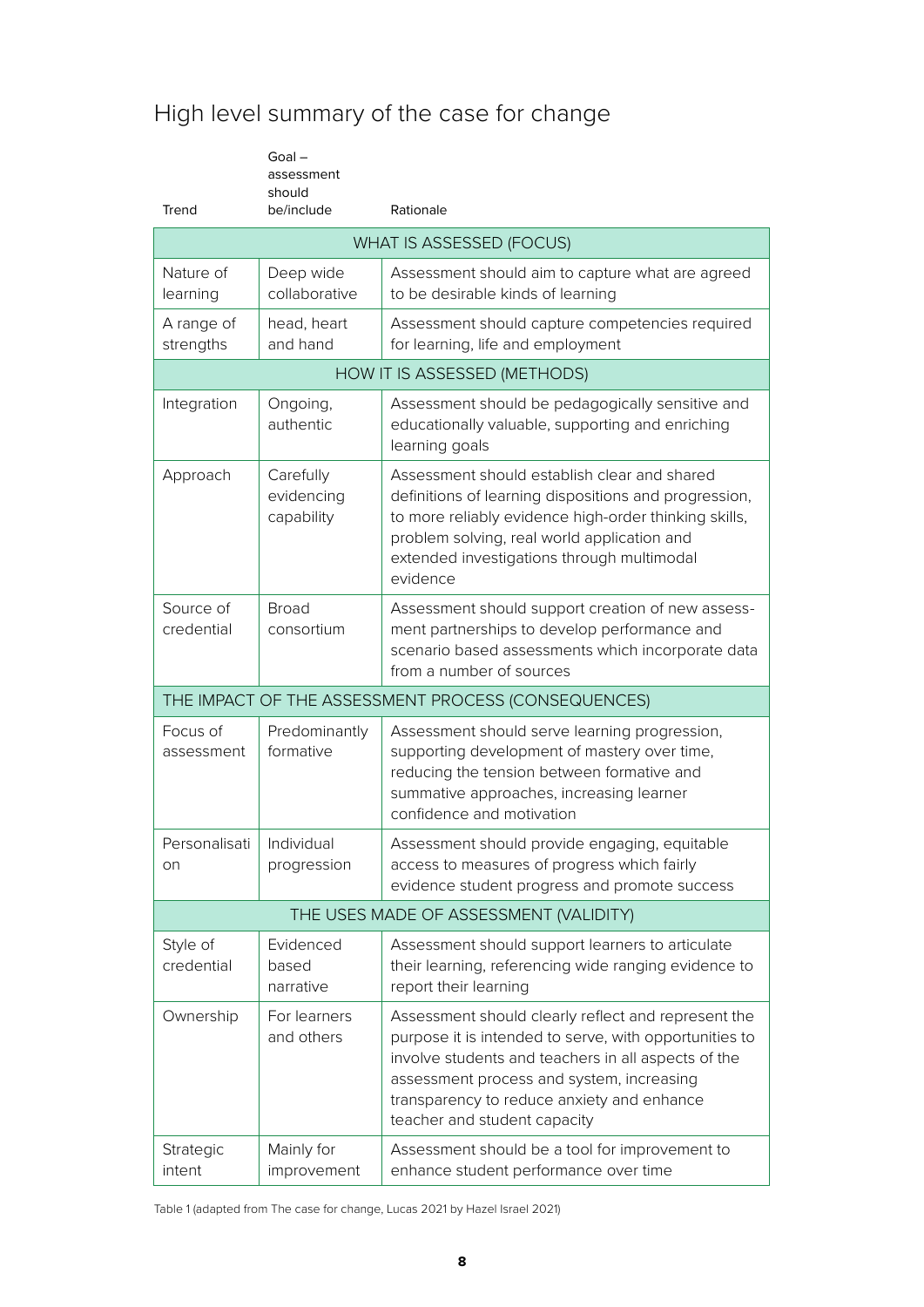# High level summary of the case for change

| Trend | Goal – assessment should be/include | Rationale |
|---|---|---|
| WHAT IS ASSESSED (FOCUS) | | |
| Nature of learning | Deep wide collaborative | Assessment should aim to capture what are agreed to be desirable kinds of learning |
| A range of strengths | head, heart and hand | Assessment should capture competencies required for learning, life and employment |
| HOW IT IS ASSESSED (METHODS) | | |
| Integration | Ongoing, authentic | Assessment should be pedagogically sensitive and educationally valuable, supporting and enriching learning goals |
| Approach | Carefully evidencing capability | Assessment should establish clear and shared definitions of learning dispositions and progression, to more reliably evidence high-order thinking skills, problem solving, real world application and extended investigations through multimodal evidence |
| Source of credential | Broad consortium | Assessment should support creation of new assessment partnerships to develop performance and scenario based assessments which incorporate data from a number of sources |
| THE IMPACT OF THE ASSESSMENT PROCESS (CONSEQUENCES) | | |
| Focus of assessment | Predominantly formative | Assessment should serve learning progression, supporting development of mastery over time, reducing the tension between formative and summative approaches, increasing learner confidence and motivation |
| Personalisation | Individual progression | Assessment should provide engaging, equitable access to measures of progress which fairly evidence student progress and promote success |
| THE USES MADE OF ASSESSMENT (VALIDITY) | | |
| Style of credential | Evidenced based narrative | Assessment should support learners to articulate their learning, referencing wide ranging evidence to report their learning |
| Ownership | For learners and others | Assessment should clearly reflect and represent the purpose it is intended to serve, with opportunities to involve students and teachers in all aspects of the assessment process and system, increasing transparency to reduce anxiety and enhance teacher and student capacity |
| Strategic intent | Mainly for improvement | Assessment should be a tool for improvement to enhance student performance over time |

Table 1 (adapted from The case for change, Lucas 2021 by Hazel Israel 2021)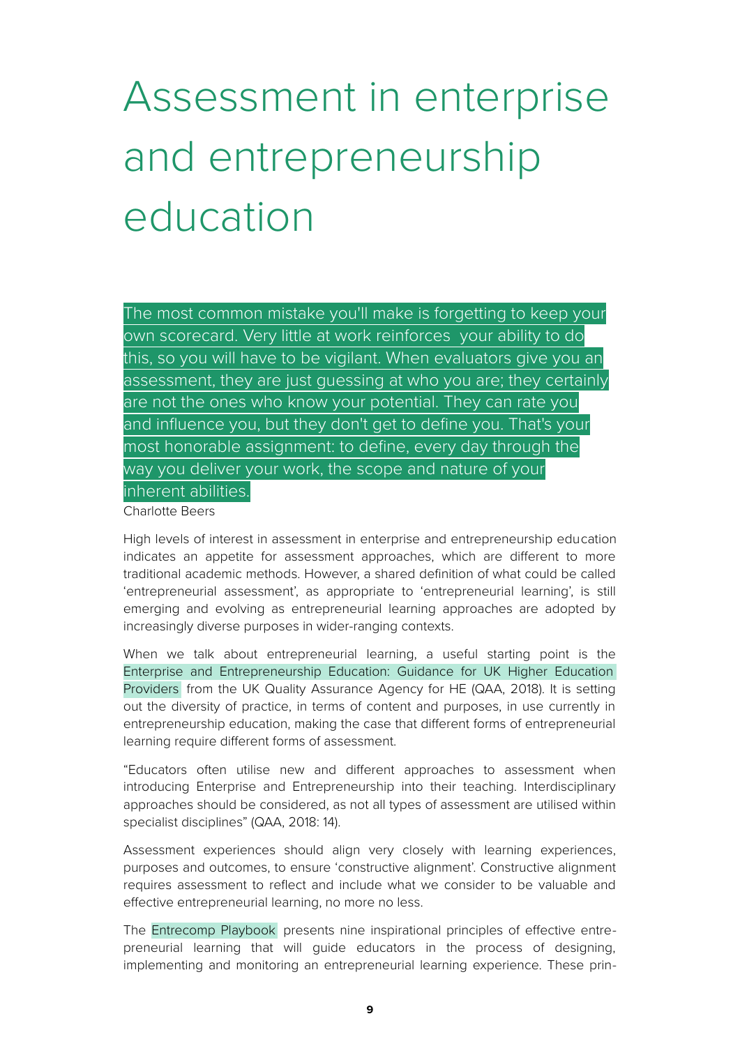# Assessment in enterprise and entrepreneurship education

> The most common mistake you'll make is forgetting to keep your own scorecard. Very little at work reinforces your ability to do this, so you will have to be vigilant. When evaluators give you an assessment, they are just guessing at who you are; they certainly are not the ones who know your potential. They can rate you and influence you, but they don't get to define you. That's your most honorable assignment: to define, every day through the way you deliver your work, the scope and nature of your inherent abilities.
>
> Charlotte Beers

High levels of interest in assessment in enterprise and entrepreneurship education indicates an appetite for assessment approaches, which are different to more traditional academic methods. However, a shared definition of what could be called 'entrepreneurial assessment', as appropriate to 'entrepreneurial learning', is still emerging and evolving as entrepreneurial learning approaches are adopted by increasingly diverse purposes in wider-ranging contexts.

When we talk about entrepreneurial learning, a useful starting point is the Enterprise and Entrepreneurship Education: Guidance for UK Higher Education Providers from the UK Quality Assurance Agency for HE (QAA, 2018). It is setting out the diversity of practice, in terms of content and purposes, in use currently in entrepreneurship education, making the case that different forms of entrepreneurial learning require different forms of assessment.

"Educators often utilise new and different approaches to assessment when introducing Enterprise and Entrepreneurship into their teaching. Interdisciplinary approaches should be considered, as not all types of assessment are utilised within specialist disciplines" (QAA, 2018: 14).

Assessment experiences should align very closely with learning experiences, purposes and outcomes, to ensure 'constructive alignment'. Constructive alignment requires assessment to reflect and include what we consider to be valuable and effective entrepreneurial learning, no more no less.

The Entrecomp Playbook presents nine inspirational principles of effective entrepreneurial learning that will guide educators in the process of designing, implementing and monitoring an entrepreneurial learning experience. These prin-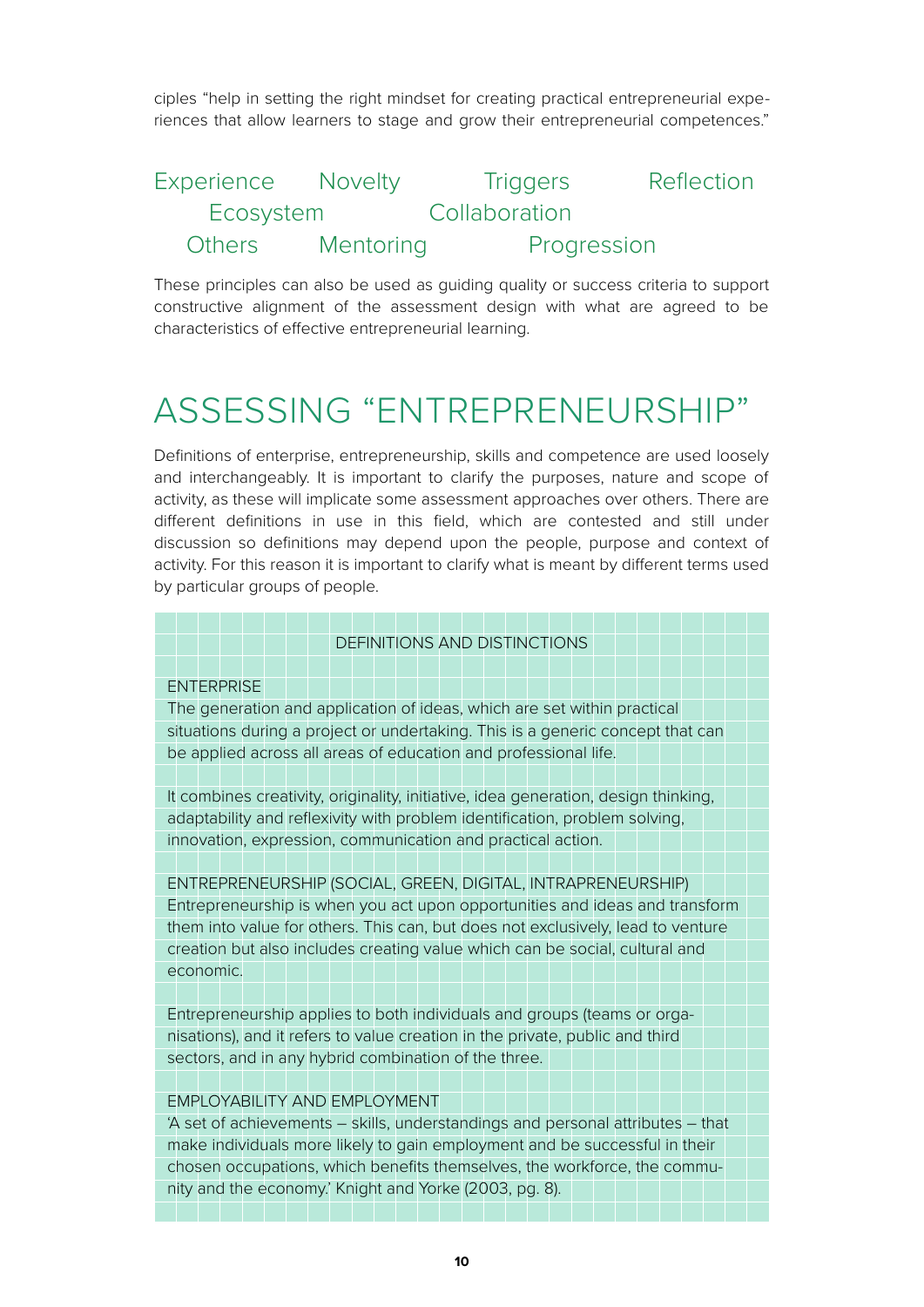ciples "help in setting the right mindset for creating practical entrepreneurial experiences that allow learners to stage and grow their entrepreneurial competences."

Experience Novelty Triggers Reflection
Ecosystem Collaboration
Others Mentoring Progression

These principles can also be used as guiding quality or success criteria to support constructive alignment of the assessment design with what are agreed to be characteristics of effective entrepreneurial learning.

# ASSESSING "ENTREPRENEURSHIP"

Definitions of enterprise, entrepreneurship, skills and competence are used loosely and interchangeably. It is important to clarify the purposes, nature and scope of activity, as these will implicate some assessment approaches over others. There are different definitions in use in this field, which are contested and still under discussion so definitions may depend upon the people, purpose and context of activity. For this reason it is important to clarify what is meant by different terms used by particular groups of people.

DEFINITIONS AND DISTINCTIONS

ENTERPRISE
The generation and application of ideas, which are set within practical situations during a project or undertaking. This is a generic concept that can be applied across all areas of education and professional life.

It combines creativity, originality, initiative, idea generation, design thinking, adaptability and reflexivity with problem identification, problem solving, innovation, expression, communication and practical action.

ENTREPRENEURSHIP (SOCIAL, GREEN, DIGITAL, INTRAPRENEURSHIP)
Entrepreneurship is when you act upon opportunities and ideas and transform them into value for others. This can, but does not exclusively, lead to venture creation but also includes creating value which can be social, cultural and economic.

Entrepreneurship applies to both individuals and groups (teams or organisations), and it refers to value creation in the private, public and third sectors, and in any hybrid combination of the three.

EMPLOYABILITY AND EMPLOYMENT
'A set of achievements – skills, understandings and personal attributes – that make individuals more likely to gain employment and be successful in their chosen occupations, which benefits themselves, the workforce, the community and the economy.' Knight and Yorke (2003, pg. 8).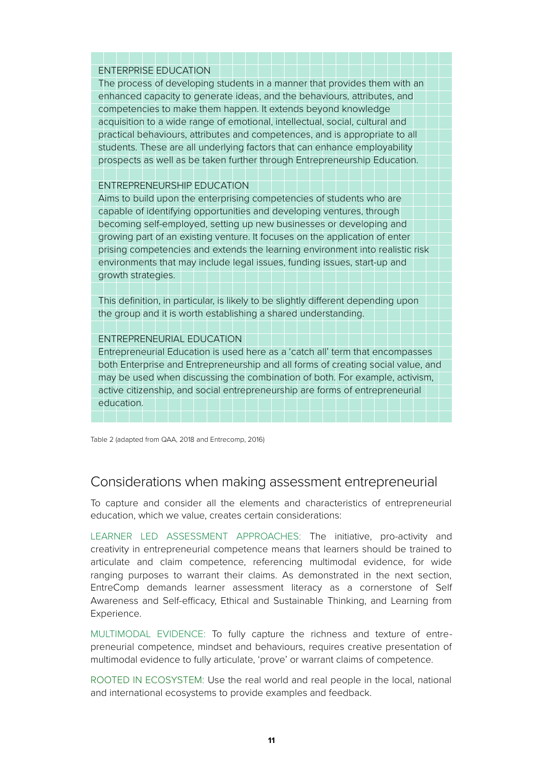ENTERPRISE EDUCATION

The process of developing students in a manner that provides them with an enhanced capacity to generate ideas, and the behaviours, attributes, and competencies to make them happen. It extends beyond knowledge acquisition to a wide range of emotional, intellectual, social, cultural and practical behaviours, attributes and competences, and is appropriate to all students. These are all underlying factors that can enhance employability prospects as well as be taken further through Entrepreneurship Education.

ENTREPRENEURSHIP EDUCATION

Aims to build upon the enterprising competencies of students who are capable of identifying opportunities and developing ventures, through becoming self-employed, setting up new businesses or developing and growing part of an existing venture. It focuses on the application of enter prising competencies and extends the learning environment into realistic risk environments that may include legal issues, funding issues, start-up and growth strategies.

This definition, in particular, is likely to be slightly different depending upon the group and it is worth establishing a shared understanding.

ENTREPRENEURIAL EDUCATION

Entrepreneurial Education is used here as a 'catch all' term that encompasses both Enterprise and Entrepreneurship and all forms of creating social value, and may be used when discussing the combination of both. For example, activism, active citizenship, and social entrepreneurship are forms of entrepreneurial education.

Table 2 (adapted from QAA, 2018 and Entrecomp, 2016)

## Considerations when making assessment entrepreneurial

To capture and consider all the elements and characteristics of entrepreneurial education, which we value, creates certain considerations:

LEARNER LED ASSESSMENT APPROACHES: The initiative, pro-activity and creativity in entrepreneurial competence means that learners should be trained to articulate and claim competence, referencing multimodal evidence, for wide ranging purposes to warrant their claims. As demonstrated in the next section, EntreComp demands learner assessment literacy as a cornerstone of Self Awareness and Self-efficacy, Ethical and Sustainable Thinking, and Learning from Experience.

MULTIMODAL EVIDENCE: To fully capture the richness and texture of entrepreneurial competence, mindset and behaviours, requires creative presentation of multimodal evidence to fully articulate, 'prove' or warrant claims of competence.

ROOTED IN ECOSYSTEM: Use the real world and real people in the local, national and international ecosystems to provide examples and feedback.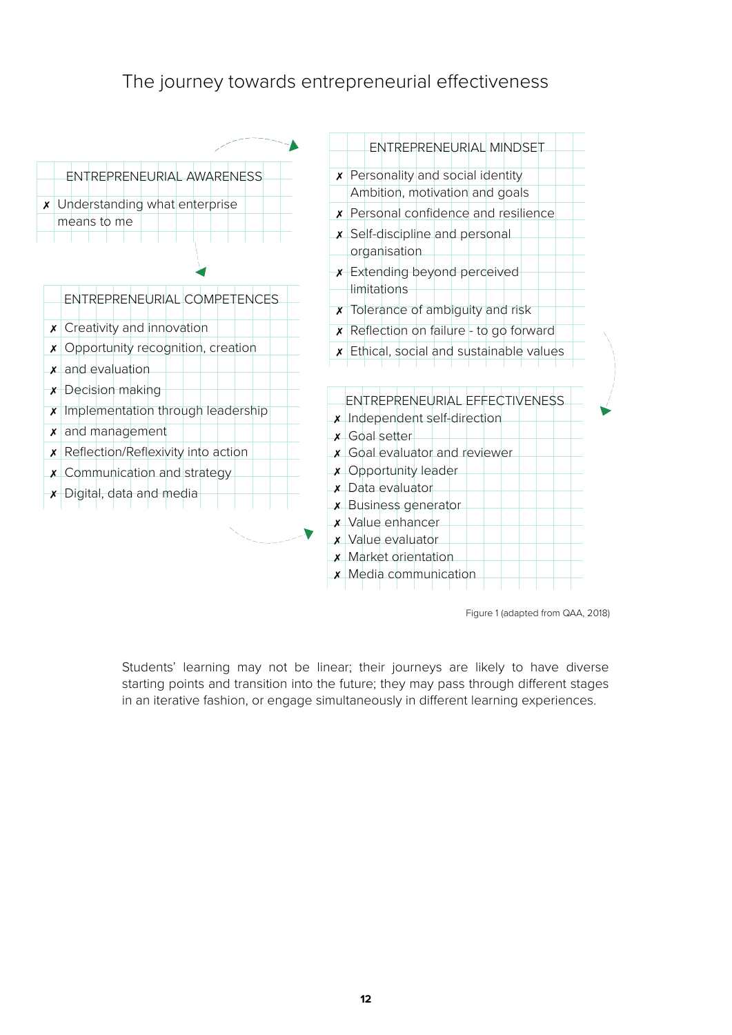## The journey towards entrepreneurial effectiveness

**ENTREPRENEURIAL AWARENESS**

- ✗ Understanding what enterprise means to me

**ENTREPRENEURIAL COMPETENCES**

- ✗ Creativity and innovation
- ✗ Opportunity recognition, creation
- ✗ and evaluation
- ✗ Decision making
- ✗ Implementation through leadership
- ✗ and management
- ✗ Reflection/Reflexivity into action
- ✗ Communication and strategy
- ✗ Digital, data and media

**ENTREPRENEURIAL MINDSET**

- ✗ Personality and social identity Ambition, motivation and goals
- ✗ Personal confidence and resilience
- ✗ Self-discipline and personal organisation
- ✗ Extending beyond perceived limitations
- ✗ Tolerance of ambiguity and risk
- ✗ Reflection on failure - to go forward
- ✗ Ethical, social and sustainable values

**ENTREPRENEURIAL EFFECTIVENESS**

- ✗ Independent self-direction
- ✗ Goal setter
- ✗ Goal evaluator and reviewer
- ✗ Opportunity leader
- ✗ Data evaluator
- ✗ Business generator
- ✗ Value enhancer
- ✗ Value evaluator
- ✗ Market orientation
- ✗ Media communication

Figure 1 (adapted from QAA, 2018)

Students' learning may not be linear; their journeys are likely to have diverse starting points and transition into the future; they may pass through different stages in an iterative fashion, or engage simultaneously in different learning experiences.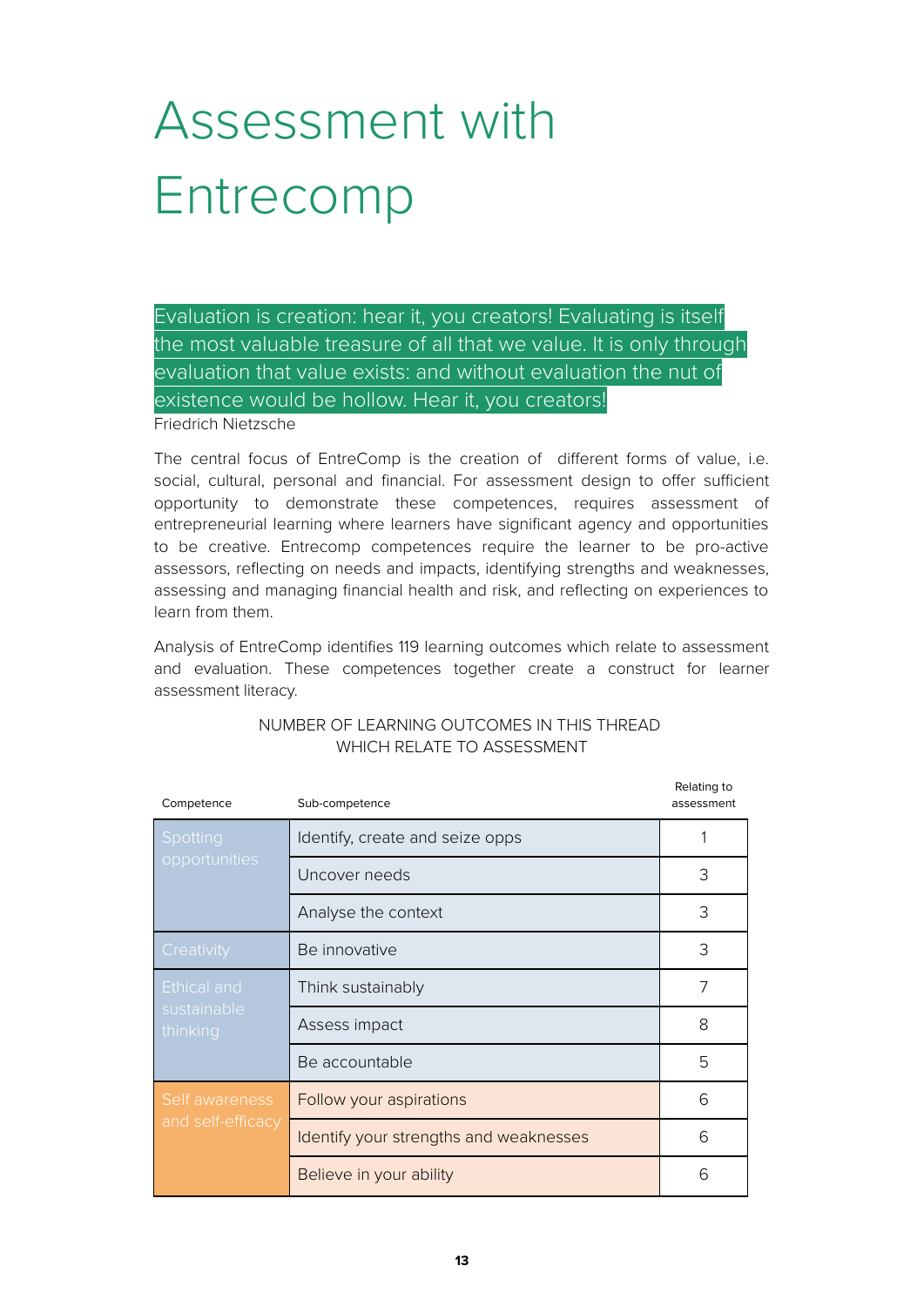# Assessment with Entrecomp

Evaluation is creation: hear it, you creators! Evaluating is itself the most valuable treasure of all that we value. It is only through evaluation that value exists: and without evaluation the nut of existence would be hollow. Hear it, you creators!
Friedrich Nietzsche

The central focus of EntreComp is the creation of different forms of value, i.e. social, cultural, personal and financial. For assessment design to offer sufficient opportunity to demonstrate these competences, requires assessment of entrepreneurial learning where learners have significant agency and opportunities to be creative. Entrecomp competences require the learner to be pro-active assessors, reflecting on needs and impacts, identifying strengths and weaknesses, assessing and managing financial health and risk, and reflecting on experiences to learn from them.

Analysis of EntreComp identifies 119 learning outcomes which relate to assessment and evaluation. These competences together create a construct for learner assessment literacy.

NUMBER OF LEARNING OUTCOMES IN THIS THREAD WHICH RELATE TO ASSESSMENT

| Competence | Sub-competence | Relating to assessment |
|---|---|---|
| Spotting opportunities | Identify, create and seize opps | 1 |
| | Uncover needs | 3 |
| | Analyse the context | 3 |
| Creativity | Be innovative | 3 |
| Ethical and sustainable thinking | Think sustainably | 7 |
| | Assess impact | 8 |
| | Be accountable | 5 |
| Self awareness and self-efficacy | Follow your aspirations | 6 |
| | Identify your strengths and weaknesses | 6 |
| | Believe in your ability | 6 |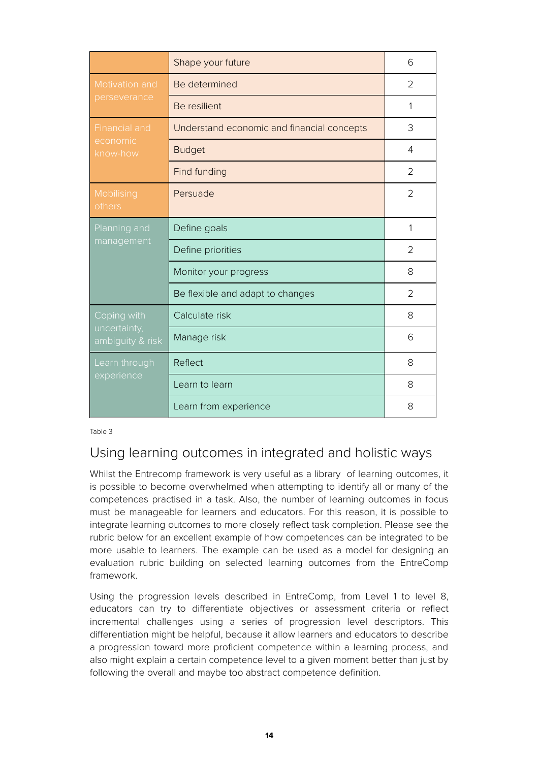| | | |
|---|---|---|
| | Shape your future | 6 |
| Motivation and perseverance | Be determined | 2 |
| | Be resilient | 1 |
| Financial and economic know-how | Understand economic and financial concepts | 3 |
| | Budget | 4 |
| | Find funding | 2 |
| Mobilising others | Persuade | 2 |
| Planning and management | Define goals | 1 |
| | Define priorities | 2 |
| | Monitor your progress | 8 |
| | Be flexible and adapt to changes | 2 |
| Coping with uncertainty, ambiguity & risk | Calculate risk | 8 |
| | Manage risk | 6 |
| Learn through experience | Reflect | 8 |
| | Learn to learn | 8 |
| | Learn from experience | 8 |

Table 3

## Using learning outcomes in integrated and holistic ways

Whilst the Entrecomp framework is very useful as a library of learning outcomes, it is possible to become overwhelmed when attempting to identify all or many of the competences practised in a task. Also, the number of learning outcomes in focus must be manageable for learners and educators. For this reason, it is possible to integrate learning outcomes to more closely reflect task completion. Please see the rubric below for an excellent example of how competences can be integrated to be more usable to learners. The example can be used as a model for designing an evaluation rubric building on selected learning outcomes from the EntreComp framework.

Using the progression levels described in EntreComp, from Level 1 to level 8, educators can try to differentiate objectives or assessment criteria or reflect incremental challenges using a series of progression level descriptors. This differentiation might be helpful, because it allow learners and educators to describe a progression toward more proficient competence within a learning process, and also might explain a certain competence level to a given moment better than just by following the overall and maybe too abstract competence definition.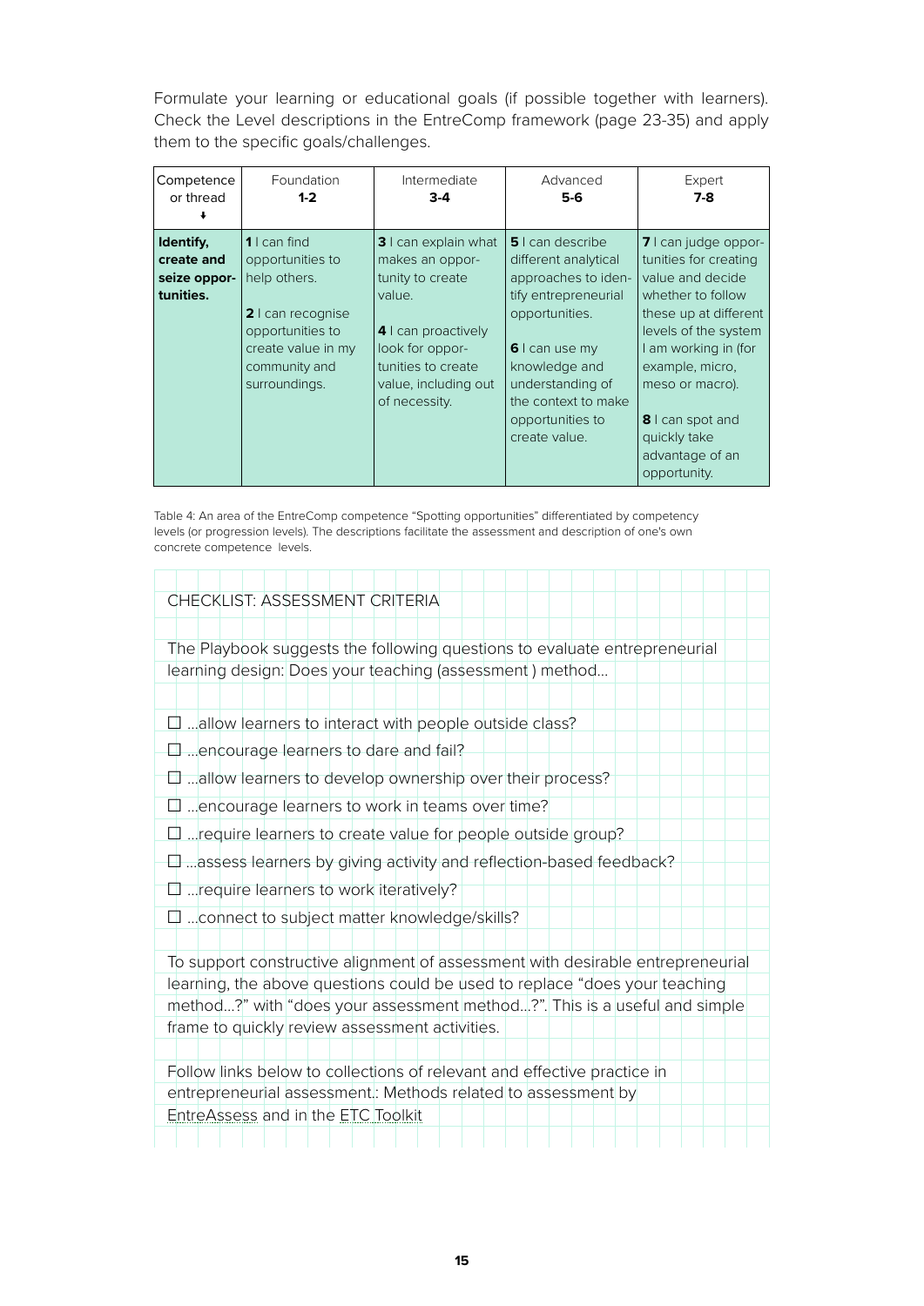Formulate your learning or educational goals (if possible together with learners). Check the Level descriptions in the EntreComp framework (page 23-35) and apply them to the specific goals/challenges.

| Competence or thread ↓ | Foundation **1-2** | Intermediate **3-4** | Advanced **5-6** | Expert **7-8** |
|---|---|---|---|---|
| **Identify, create and seize opportunities.** | **1** I can find opportunities to help others.<br><br>**2** I can recognise opportunities to create value in my community and surroundings. | **3** I can explain what makes an opportunity to create value.<br><br>**4** I can proactively look for opportunities to create value, including out of necessity. | **5** I can describe different analytical approaches to identify entrepreneurial opportunities.<br><br>**6** I can use my knowledge and understanding of the context to make opportunities to create value. | **7** I can judge opportunities for creating value and decide whether to follow these up at different levels of the system I am working in (for example, micro, meso or macro).<br><br>**8** I can spot and quickly take advantage of an opportunity. |

Table 4: An area of the EntreComp competence "Spotting opportunities" differentiated by competency levels (or progression levels). The descriptions facilitate the assessment and description of one's own concrete competence levels.

CHECKLIST: ASSESSMENT CRITERIA

The Playbook suggests the following questions to evaluate entrepreneurial learning design: Does your teaching (assessment ) method...

- ☐ ...allow learners to interact with people outside class?
- ☐ ...encourage learners to dare and fail?
- ☐ ...allow learners to develop ownership over their process?
- ☐ ...encourage learners to work in teams over time?
- ☐ ...require learners to create value for people outside group?
- ☐ ...assess learners by giving activity and reflection-based feedback?
- ☐ ...require learners to work iteratively?
- ☐ ...connect to subject matter knowledge/skills?

To support constructive alignment of assessment with desirable entrepreneurial learning, the above questions could be used to replace "does your teaching method...?" with "does your assessment method...?". This is a useful and simple frame to quickly review assessment activities.

Follow links below to collections of relevant and effective practice in entrepreneurial assessment.: Methods related to assessment by EntreAssess and in the ETC Toolkit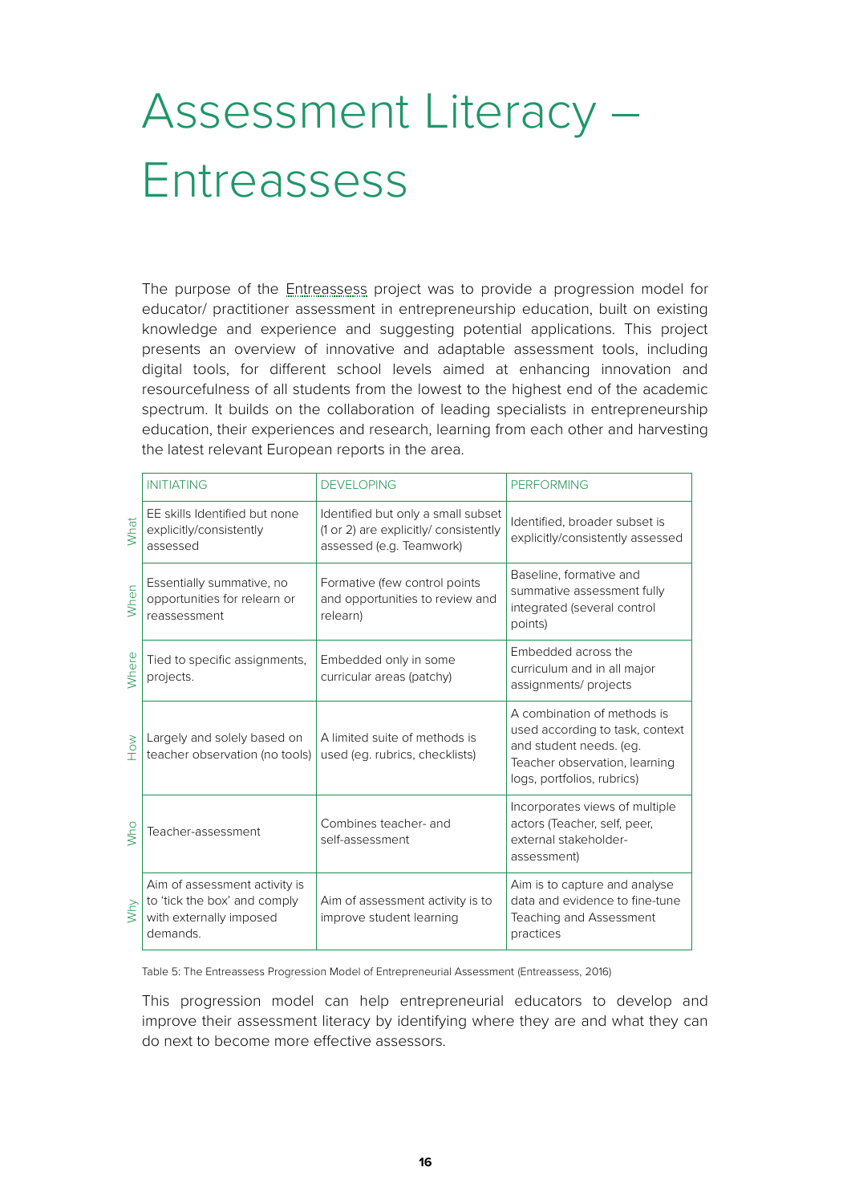# Assessment Literacy – Entreassess

The purpose of the Entreassess project was to provide a progression model for educator/ practitioner assessment in entrepreneurship education, built on existing knowledge and experience and suggesting potential applications. This project presents an overview of innovative and adaptable assessment tools, including digital tools, for different school levels aimed at enhancing innovation and resourcefulness of all students from the lowest to the highest end of the academic spectrum. It builds on the collaboration of leading specialists in entrepreneurship education, their experiences and research, learning from each other and harvesting the latest relevant European reports in the area.

| | INITIATING | DEVELOPING | PERFORMING |
|---|---|---|---|
| What | EE skills Identified but none explicitly/consistently assessed | Identified but only a small subset (1 or 2) are explicitly/ consistently assessed (e.g. Teamwork) | Identified, broader subset is explicitly/consistently assessed |
| When | Essentially summative, no opportunities for relearn or reassessment | Formative (few control points and opportunities to review and relearn) | Baseline, formative and summative assessment fully integrated (several control points) |
| Where | Tied to specific assignments, projects. | Embedded only in some curricular areas (patchy) | Embedded across the curriculum and in all major assignments/ projects |
| How | Largely and solely based on teacher observation (no tools) | A limited suite of methods is used (eg. rubrics, checklists) | A combination of methods is used according to task, context and student needs. (eg. Teacher observation, learning logs, portfolios, rubrics) |
| Who | Teacher-assessment | Combines teacher- and self-assessment | Incorporates views of multiple actors (Teacher, self, peer, external stakeholder-assessment) |
| Why | Aim of assessment activity is to 'tick the box' and comply with externally imposed demands. | Aim of assessment activity is to improve student learning | Aim is to capture and analyse data and evidence to fine-tune Teaching and Assessment practices |

Table 5: The Entreassess Progression Model of Entrepreneurial Assessment (Entreassess, 2016)

This progression model can help entrepreneurial educators to develop and improve their assessment literacy by identifying where they are and what they can do next to become more effective assessors.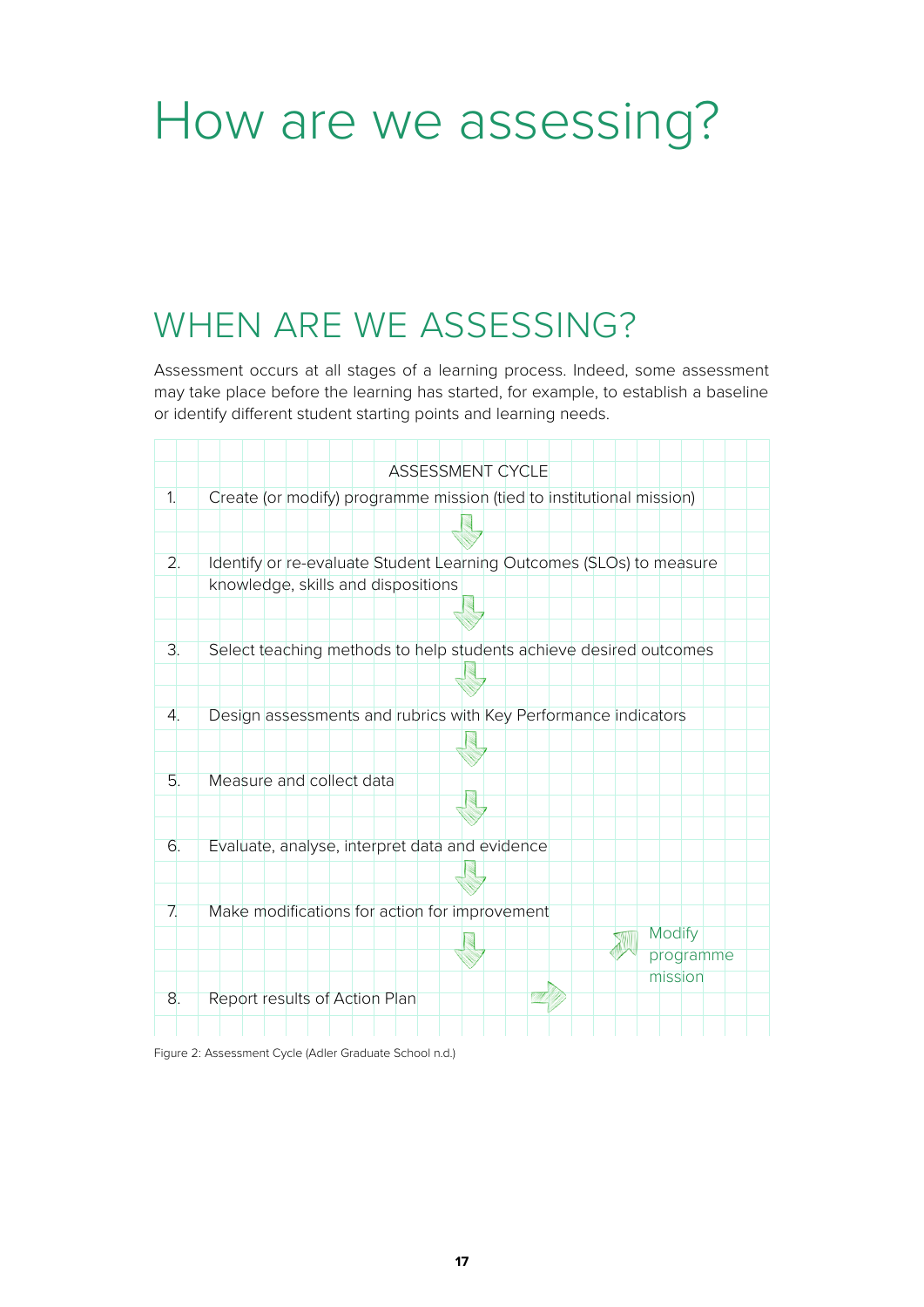# How are we assessing?

## WHEN ARE WE ASSESSING?

Assessment occurs at all stages of a learning process. Indeed, some assessment may take place before the learning has started, for example, to establish a baseline or identify different student starting points and learning needs.

ASSESSMENT CYCLE

1. Create (or modify) programme mission (tied to institutional mission)
2. Identify or re-evaluate Student Learning Outcomes (SLOs) to measure knowledge, skills and dispositions
3. Select teaching methods to help students achieve desired outcomes
4. Design assessments and rubrics with Key Performance indicators
5. Measure and collect data
6. Evaluate, analyse, interpret data and evidence
7. Make modifications for action for improvement
8. Report results of Action Plan

Modify programme mission

Figure 2: Assessment Cycle (Adler Graduate School n.d.)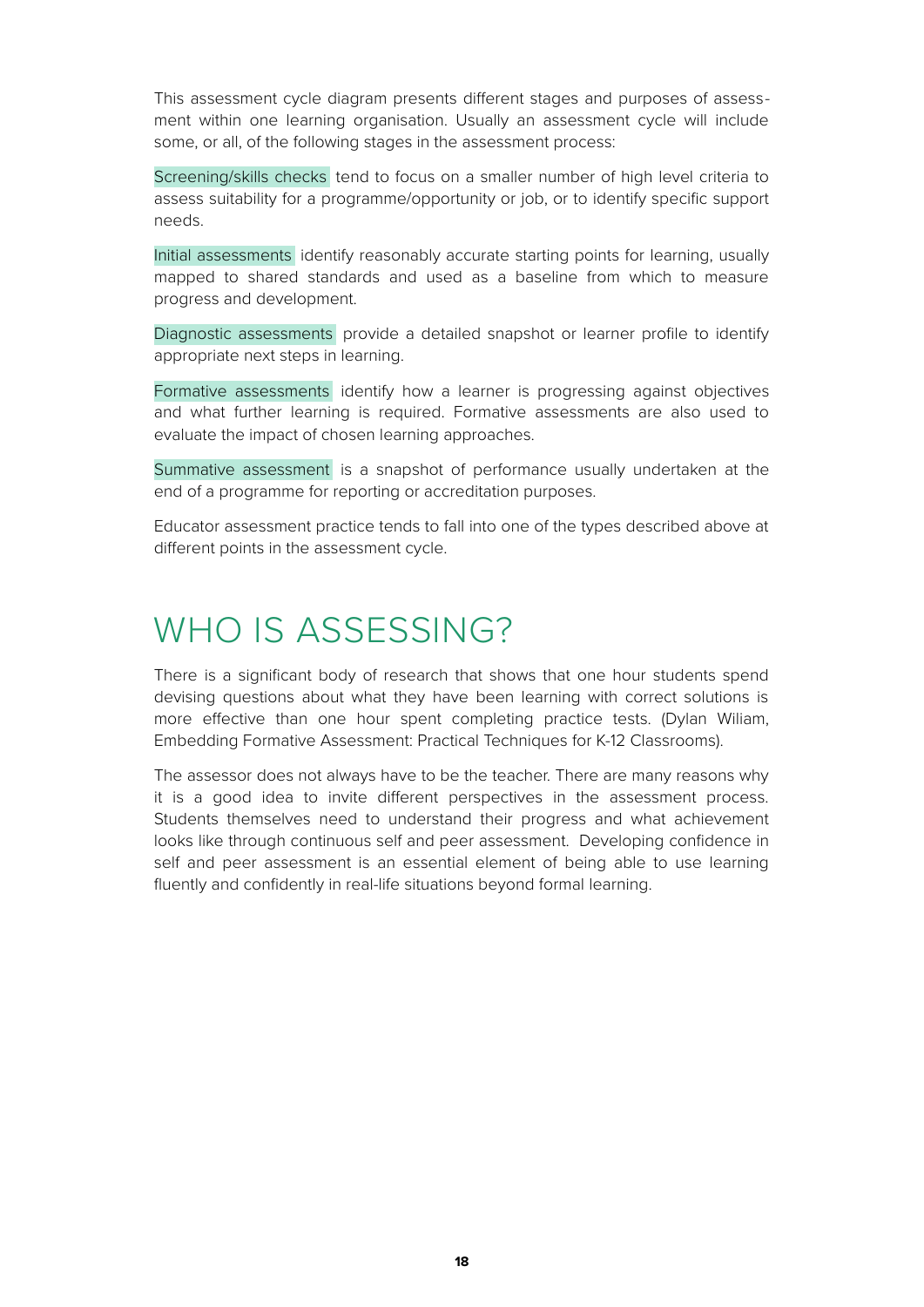This assessment cycle diagram presents different stages and purposes of assessment within one learning organisation. Usually an assessment cycle will include some, or all, of the following stages in the assessment process:

**Screening/skills checks** tend to focus on a smaller number of high level criteria to assess suitability for a programme/opportunity or job, or to identify specific support needs.

**Initial assessments** identify reasonably accurate starting points for learning, usually mapped to shared standards and used as a baseline from which to measure progress and development.

**Diagnostic assessments** provide a detailed snapshot or learner profile to identify appropriate next steps in learning.

**Formative assessments** identify how a learner is progressing against objectives and what further learning is required. Formative assessments are also used to evaluate the impact of chosen learning approaches.

**Summative assessment** is a snapshot of performance usually undertaken at the end of a programme for reporting or accreditation purposes.

Educator assessment practice tends to fall into one of the types described above at different points in the assessment cycle.

# WHO IS ASSESSING?

There is a significant body of research that shows that one hour students spend devising questions about what they have been learning with correct solutions is more effective than one hour spent completing practice tests. (Dylan Wiliam, Embedding Formative Assessment: Practical Techniques for K-12 Classrooms).

The assessor does not always have to be the teacher. There are many reasons why it is a good idea to invite different perspectives in the assessment process. Students themselves need to understand their progress and what achievement looks like through continuous self and peer assessment. Developing confidence in self and peer assessment is an essential element of being able to use learning fluently and confidently in real-life situations beyond formal learning.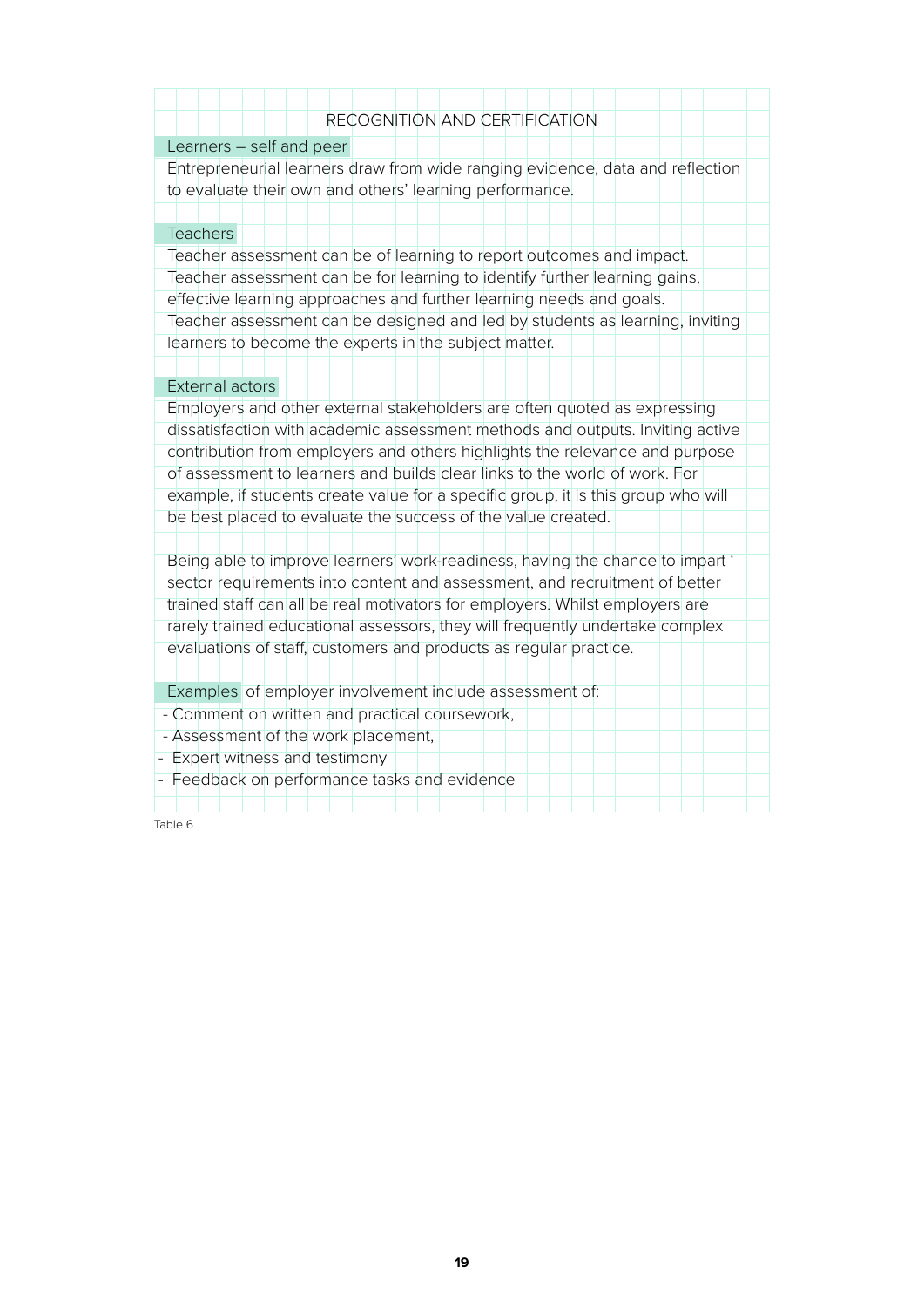## RECOGNITION AND CERTIFICATION

### Learners – self and peer

Entrepreneurial learners draw from wide ranging evidence, data and reflection to evaluate their own and others' learning performance.

### Teachers

Teacher assessment can be of learning to report outcomes and impact.
Teacher assessment can be for learning to identify further learning gains, effective learning approaches and further learning needs and goals.
Teacher assessment can be designed and led by students as learning, inviting learners to become the experts in the subject matter.

### External actors

Employers and other external stakeholders are often quoted as expressing dissatisfaction with academic assessment methods and outputs. Inviting active contribution from employers and others highlights the relevance and purpose of assessment to learners and builds clear links to the world of work. For example, if students create value for a specific group, it is this group who will be best placed to evaluate the success of the value created.

Being able to improve learners' work-readiness, having the chance to impart ' sector requirements into content and assessment, and recruitment of better trained staff can all be real motivators for employers. Whilst employers are rarely trained educational assessors, they will frequently undertake complex evaluations of staff, customers and products as regular practice.

**Examples** of employer involvement include assessment of:

- Comment on written and practical coursework,
- Assessment of the work placement,
- Expert witness and testimony
- Feedback on performance tasks and evidence

Table 6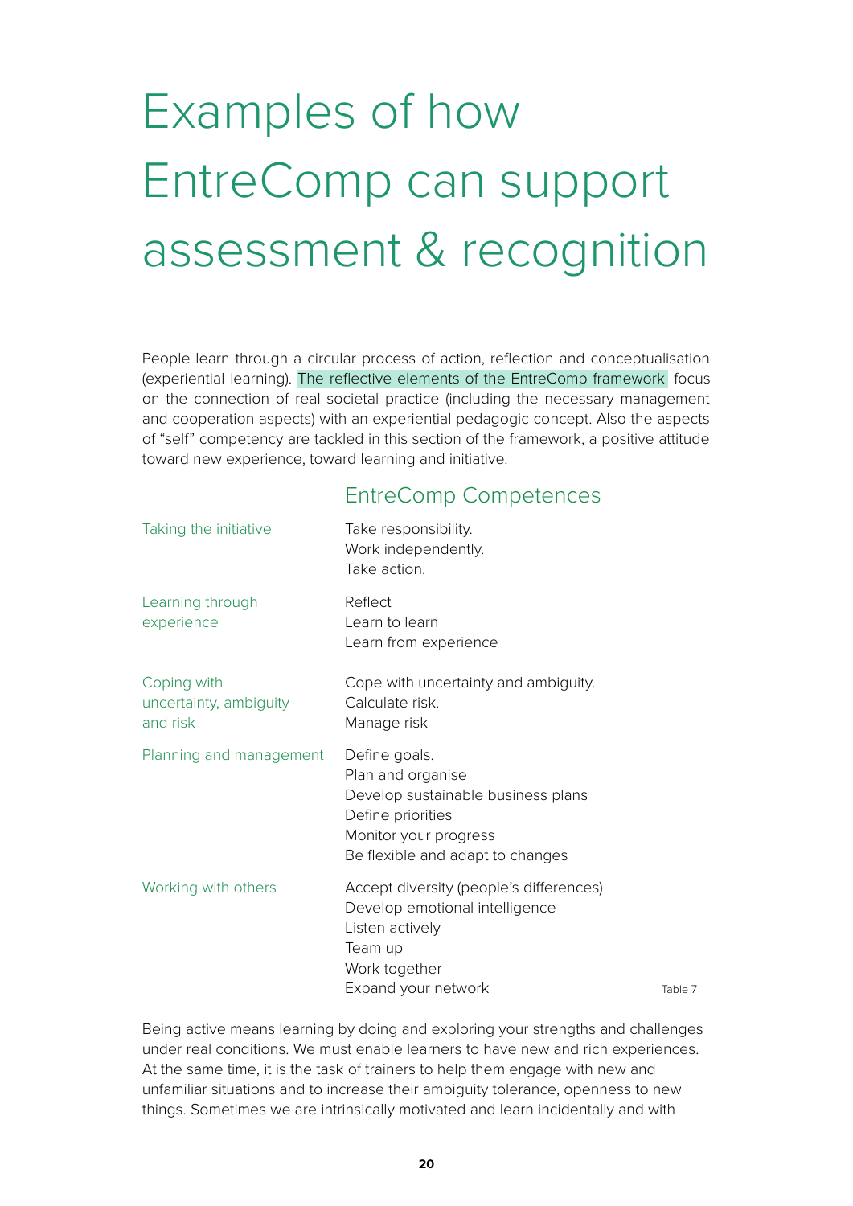# Examples of how EntreComp can support assessment & recognition

People learn through a circular process of action, reflection and conceptualisation (experiential learning). The reflective elements of the EntreComp framework focus on the connection of real societal practice (including the necessary management and cooperation aspects) with an experiential pedagogic concept. Also the aspects of "self" competency are tackled in this section of the framework, a positive attitude toward new experience, toward learning and initiative.

| | EntreComp Competences |
|---|---|
| Taking the initiative | Take responsibility.<br>Work independently.<br>Take action. |
| Learning through experience | Reflect<br>Learn to learn<br>Learn from experience |
| Coping with uncertainty, ambiguity and risk | Cope with uncertainty and ambiguity.<br>Calculate risk.<br>Manage risk |
| Planning and management | Define goals.<br>Plan and organise<br>Develop sustainable business plans<br>Define priorities<br>Monitor your progress<br>Be flexible and adapt to changes |
| Working with others | Accept diversity (people's differences)<br>Develop emotional intelligence<br>Listen actively<br>Team up<br>Work together<br>Expand your network |

Table 7

Being active means learning by doing and exploring your strengths and challenges under real conditions. We must enable learners to have new and rich experiences. At the same time, it is the task of trainers to help them engage with new and unfamiliar situations and to increase their ambiguity tolerance, openness to new things. Sometimes we are intrinsically motivated and learn incidentally and with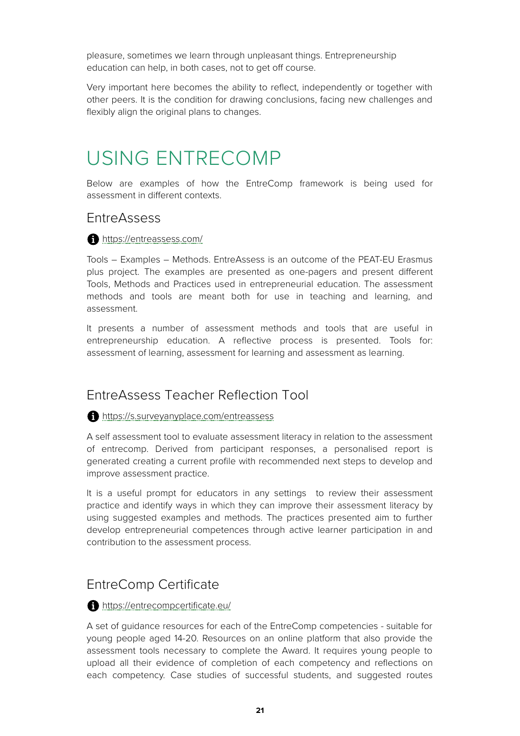pleasure, sometimes we learn through unpleasant things. Entrepreneurship education can help, in both cases, not to get off course.

Very important here becomes the ability to reflect, independently or together with other peers. It is the condition for drawing conclusions, facing new challenges and flexibly align the original plans to changes.

# USING ENTRECOMP

Below are examples of how the EntreComp framework is being used for assessment in different contexts.

## EntreAssess

https://entreassess.com/

Tools – Examples – Methods. EntreAssess is an outcome of the PEAT-EU Erasmus plus project. The examples are presented as one-pagers and present different Tools, Methods and Practices used in entrepreneurial education. The assessment methods and tools are meant both for use in teaching and learning, and assessment.

It presents a number of assessment methods and tools that are useful in entrepreneurship education. A reflective process is presented. Tools for: assessment of learning, assessment for learning and assessment as learning.

## EntreAssess Teacher Reflection Tool

https://s.surveyanyplace.com/entreassess

A self assessment tool to evaluate assessment literacy in relation to the assessment of entrecomp. Derived from participant responses, a personalised report is generated creating a current profile with recommended next steps to develop and improve assessment practice.

It is a useful prompt for educators in any settings to review their assessment practice and identify ways in which they can improve their assessment literacy by using suggested examples and methods. The practices presented aim to further develop entrepreneurial competences through active learner participation in and contribution to the assessment process.

## EntreComp Certificate

https://entrecompcertificate.eu/

A set of guidance resources for each of the EntreComp competencies - suitable for young people aged 14-20. Resources on an online platform that also provide the assessment tools necessary to complete the Award. It requires young people to upload all their evidence of completion of each competency and reflections on each competency. Case studies of successful students, and suggested routes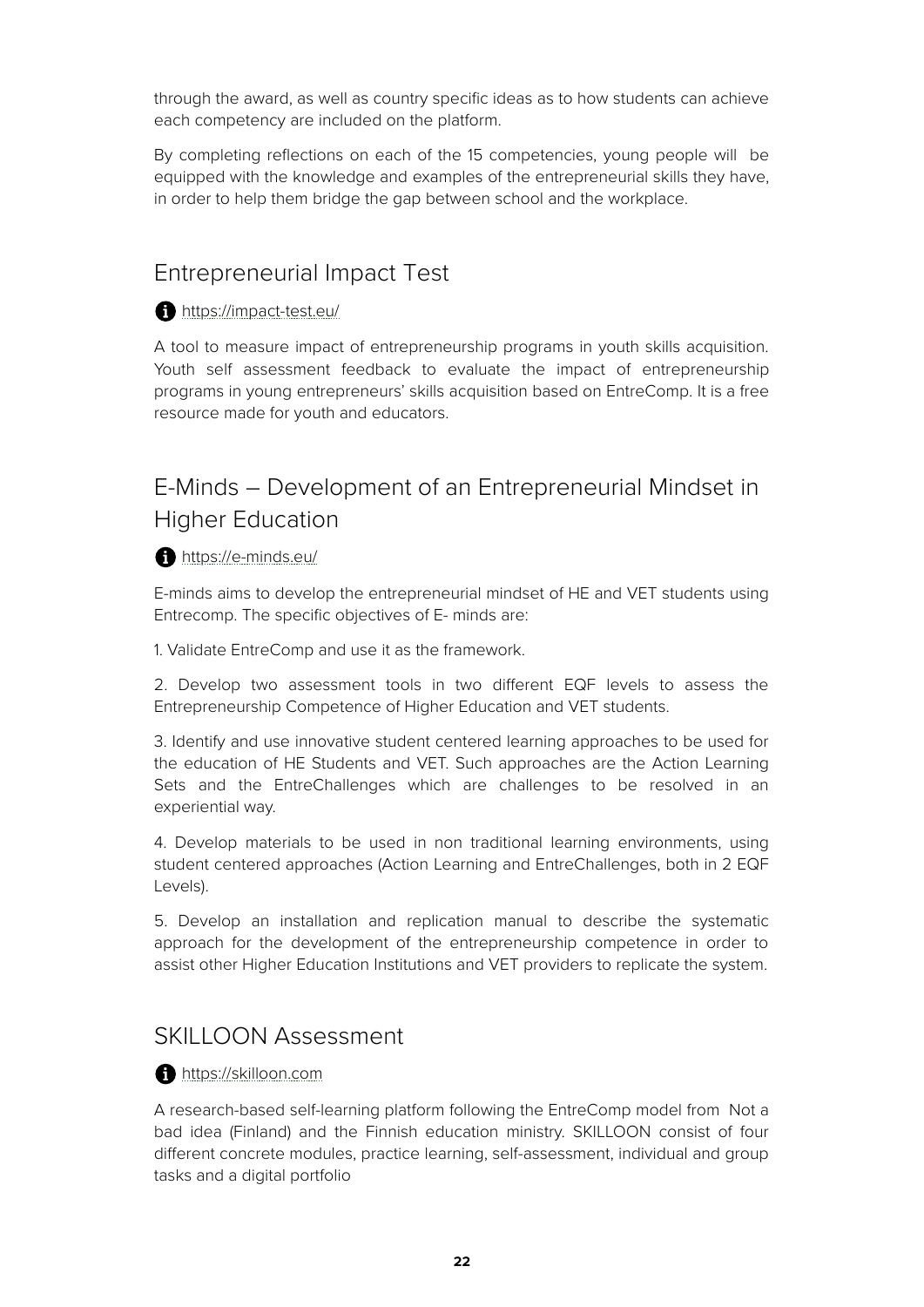through the award, as well as country specific ideas as to how students can achieve each competency are included on the platform.

By completing reflections on each of the 15 competencies, young people will be equipped with the knowledge and examples of the entrepreneurial skills they have, in order to help them bridge the gap between school and the workplace.

## Entrepreneurial Impact Test

https://impact-test.eu/

A tool to measure impact of entrepreneurship programs in youth skills acquisition. Youth self assessment feedback to evaluate the impact of entrepreneurship programs in young entrepreneurs' skills acquisition based on EntreComp. It is a free resource made for youth and educators.

## E-Minds – Development of an Entrepreneurial Mindset in Higher Education

https://e-minds.eu/

E-minds aims to develop the entrepreneurial mindset of HE and VET students using Entrecomp. The specific objectives of E- minds are:

1. Validate EntreComp and use it as the framework.

2. Develop two assessment tools in two different EQF levels to assess the Entrepreneurship Competence of Higher Education and VET students.

3. Identify and use innovative student centered learning approaches to be used for the education of HE Students and VET. Such approaches are the Action Learning Sets and the EntreChallenges which are challenges to be resolved in an experiential way.

4. Develop materials to be used in non traditional learning environments, using student centered approaches (Action Learning and EntreChallenges, both in 2 EQF Levels).

5. Develop an installation and replication manual to describe the systematic approach for the development of the entrepreneurship competence in order to assist other Higher Education Institutions and VET providers to replicate the system.

## SKILLOON Assessment

https://skilloon.com

A research-based self-learning platform following the EntreComp model from Not a bad idea (Finland) and the Finnish education ministry. SKILLOON consist of four different concrete modules, practice learning, self-assessment, individual and group tasks and a digital portfolio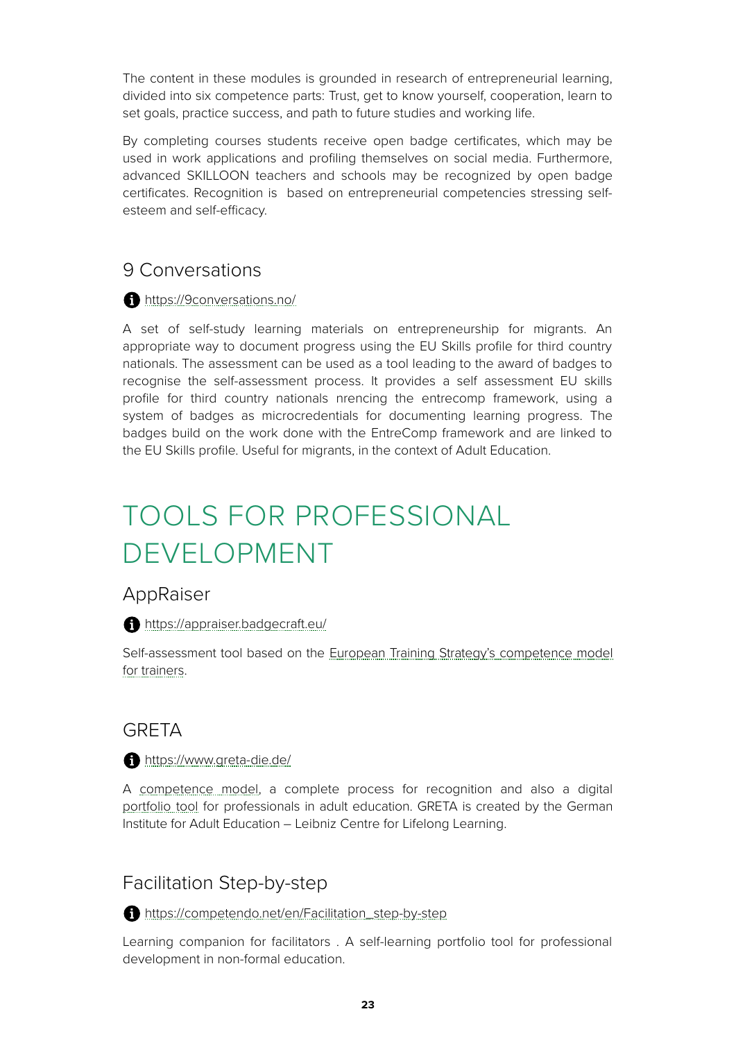The content in these modules is grounded in research of entrepreneurial learning, divided into six competence parts: Trust, get to know yourself, cooperation, learn to set goals, practice success, and path to future studies and working life.

By completing courses students receive open badge certificates, which may be used in work applications and profiling themselves on social media. Furthermore, advanced SKILLOON teachers and schools may be recognized by open badge certificates. Recognition is  based on entrepreneurial competencies stressing self-esteem and self-efficacy.

## 9 Conversations

https://9conversations.no/

A set of self-study learning materials on entrepreneurship for migrants. An appropriate way to document progress using the EU Skills profile for third country nationals. The assessment can be used as a tool leading to the award of badges to recognise the self-assessment process. It provides a self assessment EU skills profile for third country nationals nrencing the entrecomp framework, using a system of badges as microcredentials for documenting learning progress. The badges build on the work done with the EntreComp framework and are linked to the EU Skills profile. Useful for migrants, in the context of Adult Education.

# TOOLS FOR PROFESSIONAL DEVELOPMENT

## AppRaiser

https://appraiser.badgecraft.eu/

Self-assessment tool based on the European Training Strategy's competence model for trainers.

## GRETA

https://www.greta-die.de/

A competence model, a complete process for recognition and also a digital portfolio tool for professionals in adult education. GRETA is created by the German Institute for Adult Education – Leibniz Centre for Lifelong Learning.

## Facilitation Step-by-step

https://competendo.net/en/Facilitation_step-by-step

Learning companion for facilitators . A self-learning portfolio tool for professional development in non-formal education.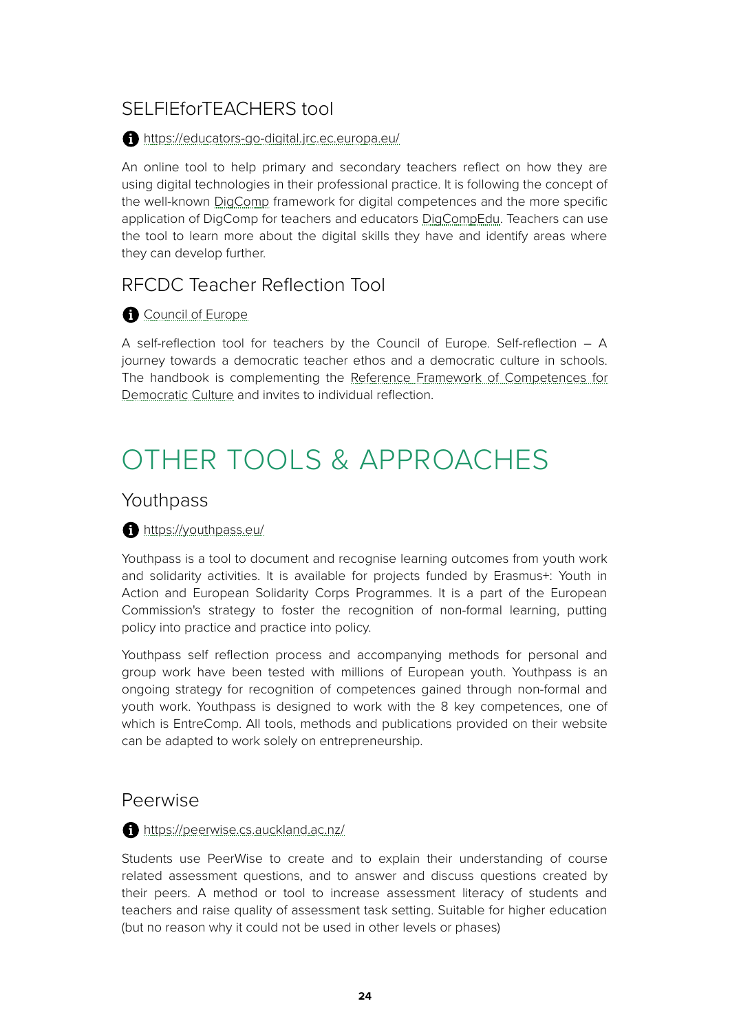## SELFIEforTEACHERS tool

[https://educators-go-digital.jrc.ec.europa.eu/](https://educators-go-digital.jrc.ec.europa.eu/)

An online tool to help primary and secondary teachers reflect on how they are using digital technologies in their professional practice. It is following the concept of the well-known DigComp framework for digital competences and the more specific application of DigComp for teachers and educators DigCompEdu. Teachers can use the tool to learn more about the digital skills they have and identify areas where they can develop further.

## RFCDC Teacher Reflection Tool

Council of Europe

A self-reflection tool for teachers by the Council of Europe. Self-reflection – A journey towards a democratic teacher ethos and a democratic culture in schools. The handbook is complementing the Reference Framework of Competences for Democratic Culture and invites to individual reflection.

# OTHER TOOLS & APPROACHES

## Youthpass

[https://youthpass.eu/](https://youthpass.eu/)

Youthpass is a tool to document and recognise learning outcomes from youth work and solidarity activities. It is available for projects funded by Erasmus+: Youth in Action and European Solidarity Corps Programmes. It is a part of the European Commission's strategy to foster the recognition of non-formal learning, putting policy into practice and practice into policy.

Youthpass self reflection process and accompanying methods for personal and group work have been tested with millions of European youth. Youthpass is an ongoing strategy for recognition of competences gained through non-formal and youth work. Youthpass is designed to work with the 8 key competences, one of which is EntreComp. All tools, methods and publications provided on their website can be adapted to work solely on entrepreneurship.

## Peerwise

[https://peerwise.cs.auckland.ac.nz/](https://peerwise.cs.auckland.ac.nz/)

Students use PeerWise to create and to explain their understanding of course related assessment questions, and to answer and discuss questions created by their peers. A method or tool to increase assessment literacy of students and teachers and raise quality of assessment task setting. Suitable for higher education (but no reason why it could not be used in other levels or phases)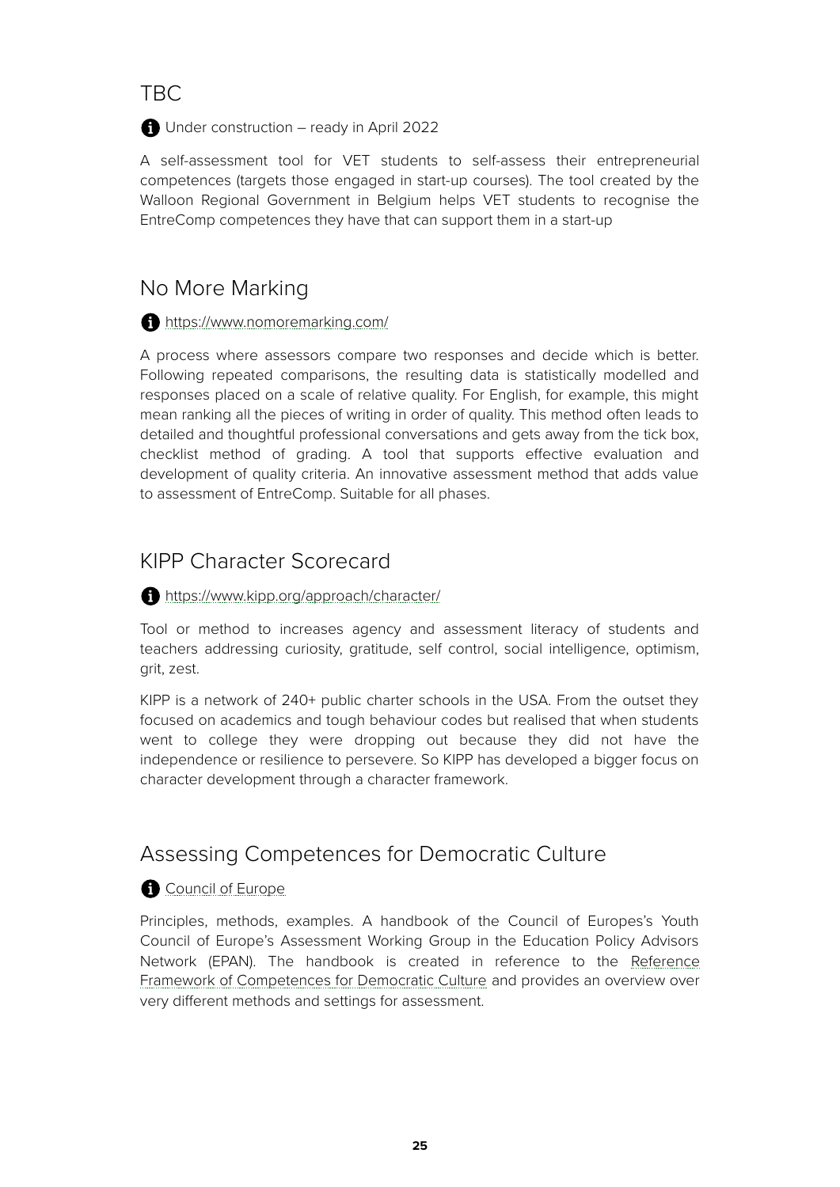## TBC

Under construction – ready in April 2022

A self-assessment tool for VET students to self-assess their entrepreneurial competences (targets those engaged in start-up courses). The tool created by the Walloon Regional Government in Belgium helps VET students to recognise the EntreComp competences they have that can support them in a start-up

## No More Marking

https://www.nomoremarking.com/

A process where assessors compare two responses and decide which is better. Following repeated comparisons, the resulting data is statistically modelled and responses placed on a scale of relative quality. For English, for example, this might mean ranking all the pieces of writing in order of quality. This method often leads to detailed and thoughtful professional conversations and gets away from the tick box, checklist method of grading. A tool that supports effective evaluation and development of quality criteria. An innovative assessment method that adds value to assessment of EntreComp. Suitable for all phases.

## KIPP Character Scorecard

https://www.kipp.org/approach/character/

Tool or method to increases agency and assessment literacy of students and teachers addressing curiosity, gratitude, self control, social intelligence, optimism, grit, zest.

KIPP is a network of 240+ public charter schools in the USA. From the outset they focused on academics and tough behaviour codes but realised that when students went to college they were dropping out because they did not have the independence or resilience to persevere. So KIPP has developed a bigger focus on character development through a character framework.

## Assessing Competences for Democratic Culture

Council of Europe

Principles, methods, examples. A handbook of the Council of Europes's Youth Council of Europe's Assessment Working Group in the Education Policy Advisors Network (EPAN). The handbook is created in reference to the Reference Framework of Competences for Democratic Culture and provides an overview over very different methods and settings for assessment.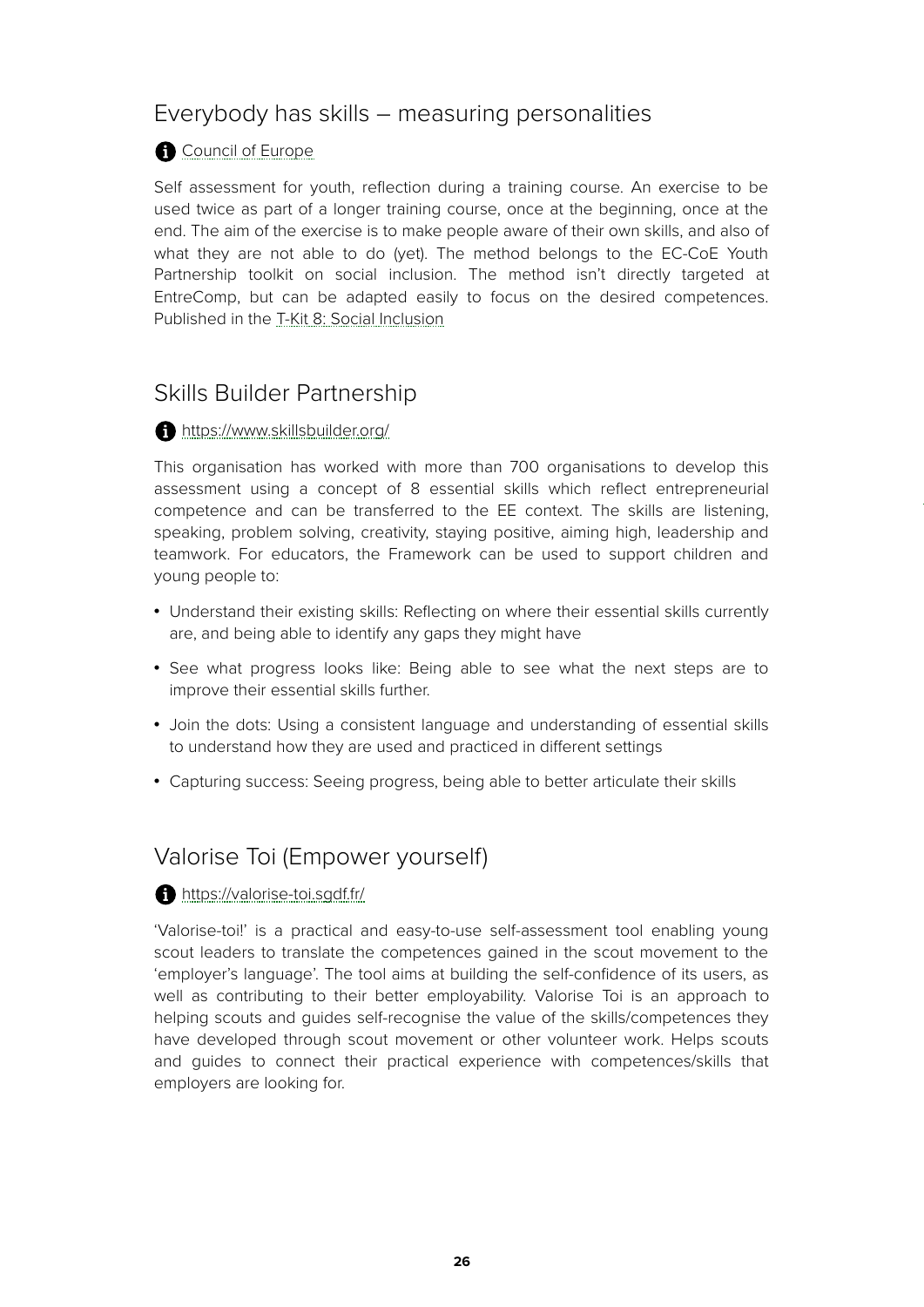## Everybody has skills – measuring personalities

[Council of Europe]

Self assessment for youth, reflection during a training course. An exercise to be used twice as part of a longer training course, once at the beginning, once at the end. The aim of the exercise is to make people aware of their own skills, and also of what they are not able to do (yet). The method belongs to the EC-CoE Youth Partnership toolkit on social inclusion. The method isn't directly targeted at EntreComp, but can be adapted easily to focus on the desired competences. Published in the T-Kit 8: Social Inclusion

## Skills Builder Partnership

https://www.skillsbuilder.org/

This organisation has worked with more than 700 organisations to develop this assessment using a concept of 8 essential skills which reflect entrepreneurial competence and can be transferred to the EE context. The skills are listening, speaking, problem solving, creativity, staying positive, aiming high, leadership and teamwork. For educators, the Framework can be used to support children and young people to:

- Understand their existing skills: Reflecting on where their essential skills currently are, and being able to identify any gaps they might have
- See what progress looks like: Being able to see what the next steps are to improve their essential skills further.
- Join the dots: Using a consistent language and understanding of essential skills to understand how they are used and practiced in different settings
- Capturing success: Seeing progress, being able to better articulate their skills

## Valorise Toi (Empower yourself)

https://valorise-toi.sgdf.fr/

'Valorise-toi!' is a practical and easy-to-use self-assessment tool enabling young scout leaders to translate the competences gained in the scout movement to the 'employer's language'. The tool aims at building the self-confidence of its users, as well as contributing to their better employability. Valorise Toi is an approach to helping scouts and guides self-recognise the value of the skills/competences they have developed through scout movement or other volunteer work. Helps scouts and guides to connect their practical experience with competences/skills that employers are looking for.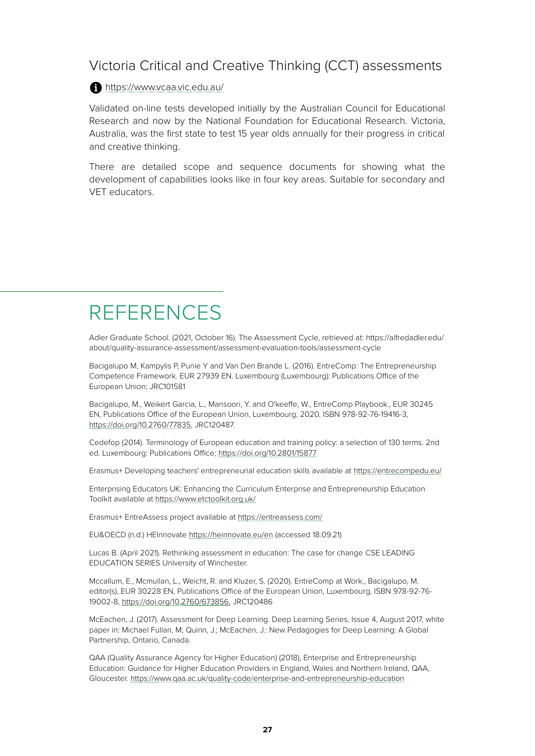## Victoria Critical and Creative Thinking (CCT) assessments

https://www.vcaa.vic.edu.au/

Validated on-line tests developed initially by the Australian Council for Educational Research and now by the National Foundation for Educational Research. Victoria, Australia, was the first state to test 15 year olds annually for their progress in critical and creative thinking.

There are detailed scope and sequence documents for showing what the development of capabilities looks like in four key areas. Suitable for secondary and VET educators.

# REFERENCES

Adler Graduate School. (2021, October 16). The Assessment Cycle, retrieved at: https://alfredadler.edu/about/quality-assurance-assessment/assessment-evaluation-tools/assessment-cycle

Bacigalupo M, Kampylis P, Punie Y and Van Den Brande L. (2016). EntreComp: The Entrepreneurship Competence Framework. EUR 27939 EN. Luxembourg (Luxembourg): Publications Office of the European Union; JRC101581

Bacigalupo, M., Weikert Garcia, L., Mansoori, Y. and O'keeffe, W., EntreComp Playbook., EUR 30245 EN, Publications Office of the European Union, Luxembourg, 2020, ISBN 978-92-76-19416-3, https://doi.org/10.2760/77835, JRC120487.

Cedefop (2014). Terminology of European education and training policy: a selection of 130 terms. 2nd ed. Luxembourg: Publications Office; https://doi.org/10.2801/15877

Erasmus+ Developing teachers' entrepreneurial education skills available at https://entrecompedu.eu/

Enterprising Educators UK: Enhancing the Curriculum Enterprise and Entrepreneurship Education Toolkit available at https://www.etctoolkit.org.uk/

Erasmus+ EntreAssess project available at https://entreassess.com/

EU&OECD (n.d.) HEInnovate https://heinnovate.eu/en (accessed 18.09.21)

Lucas B. (April 2021). Rethinking assessment in education: The case for change CSE LEADING EDUCATION SERIES University of Winchester.

Mccallum, E., Mcmullan, L., Weicht, R. and Kluzer, S. (2020). EntreComp at Work., Bacigalupo, M. editor(s), EUR 30228 EN, Publications Office of the European Union, Luxembourg, ISBN 978-92-76-19002-8, https://doi.org/10.2760/673856, JRC120486

McEachen, J. (2017). Assessment for Deep Learning. Deep Learning Series, Issue 4, August 2017, white paper in: Michael Fullan, M; Quinn, J.; McEachen, J.: New Pedagogies for Deep Learning: A Global Partnership, Ontario, Canada.

QAA (Quality Assurance Agency for Higher Education) (2018), Enterprise and Entrepreneurship Education: Guidance for Higher Education Providers in England, Wales and Northern Ireland, QAA, Gloucester. https://www.qaa.ac.uk/quality-code/enterprise-and-entrepreneurship-education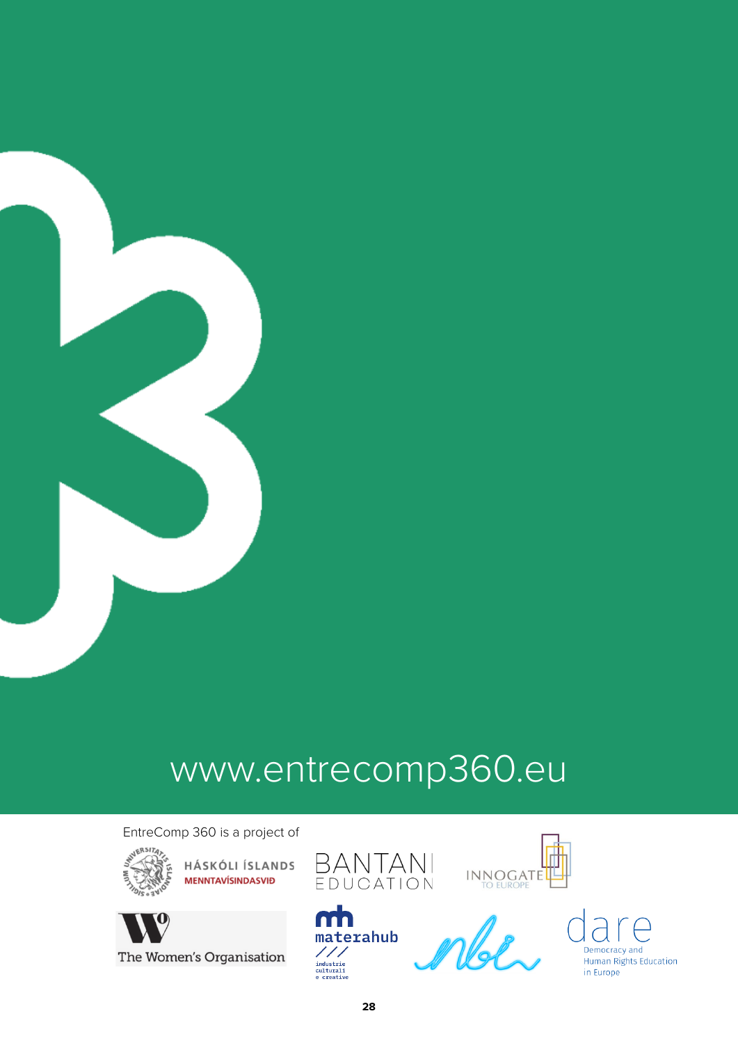www.entrecomp360.eu

EntreComp 360 is a project of

HÁSKÓLI ÍSLANDS
MENNTAVÍSINDASVIÐ

BANTANI
EDUCATION

INNOGATE
TO EUROPE

The Women's Organisation

materahub
industrie culturali e creative

dare
Democracy and Human Rights Education in Europe